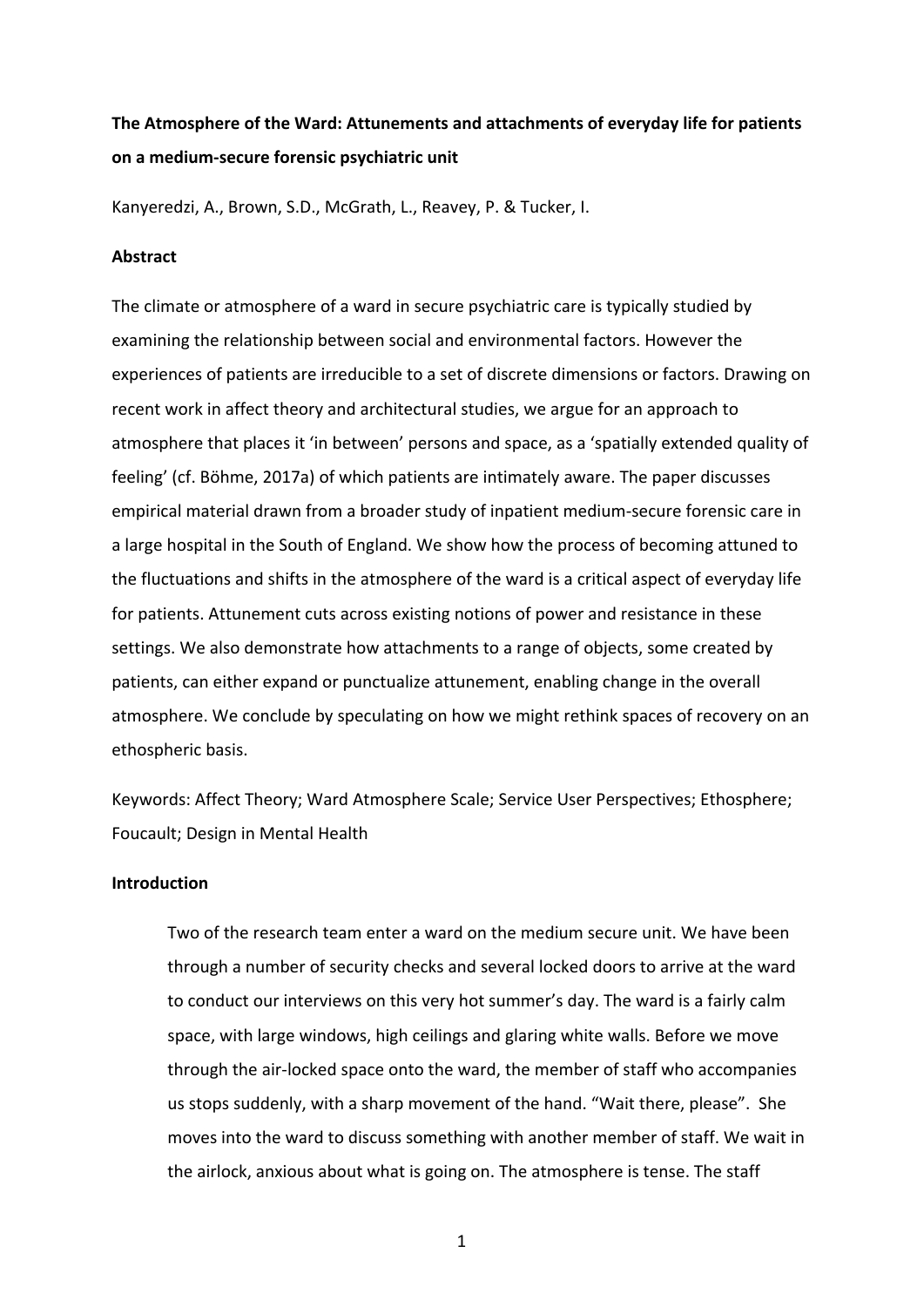# The Atmosphere of the Ward: Attunements and attachments of everyday life for patients on a medium-secure forensic psychiatric unit

Kanyeredzi, A., Brown, S.D., McGrath, L., Reavey, P. & Tucker, I.

## Abstract

The climate or atmosphere of a ward in secure psychiatric care is typically studied by examining the relationship between social and environmental factors. However the experiences of patients are irreducible to a set of discrete dimensions or factors. Drawing on recent work in affect theory and architectural studies, we argue for an approach to atmosphere that places it 'in between' persons and space, as a 'spatially extended quality of feeling' (cf. Böhme, 2017a) of which patients are intimately aware. The paper discusses empirical material drawn from a broader study of inpatient medium-secure forensic care in a large hospital in the South of England. We show how the process of becoming attuned to the fluctuations and shifts in the atmosphere of the ward is a critical aspect of everyday life for patients. Attunement cuts across existing notions of power and resistance in these settings. We also demonstrate how attachments to a range of objects, some created by patients, can either expand or punctualize attunement, enabling change in the overall atmosphere. We conclude by speculating on how we might rethink spaces of recovery on an ethospheric basis.

Keywords: Affect Theory; Ward Atmosphere Scale; Service User Perspectives; Ethosphere; Foucault; Design in Mental Health

## Introduction

> Two of the research team enter a ward on the medium secure unit. We have been through a number of security checks and several locked doors to arrive at the ward to conduct our interviews on this very hot summer's day. The ward is a fairly calm space, with large windows, high ceilings and glaring white walls. Before we move through the air-locked space onto the ward, the member of staff who accompanies us stops suddenly, with a sharp movement of the hand. "Wait there, please". She moves into the ward to discuss something with another member of staff. We wait in the airlock, anxious about what is going on. The atmosphere is tense. The staff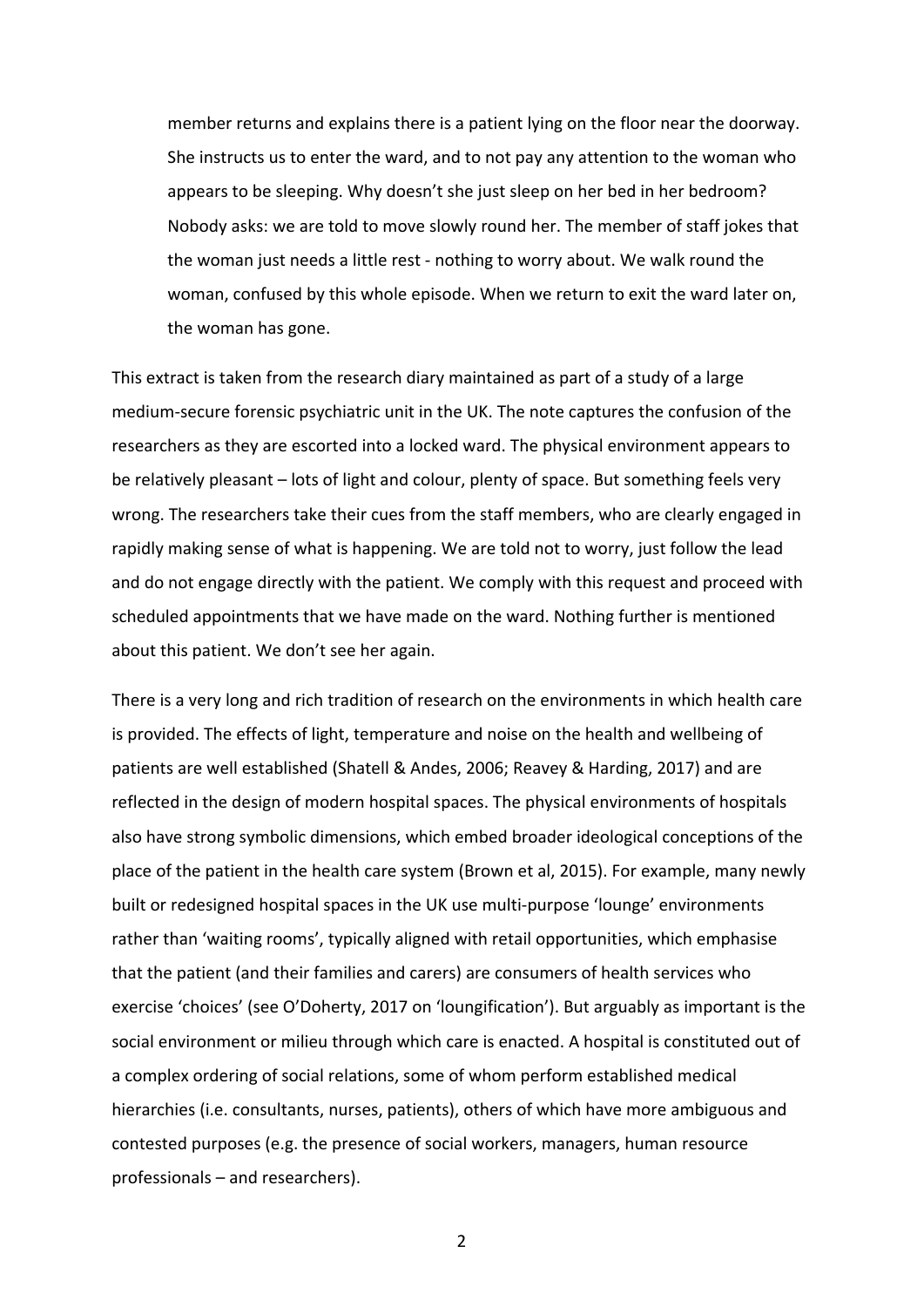> member returns and explains there is a patient lying on the floor near the doorway. She instructs us to enter the ward, and to not pay any attention to the woman who appears to be sleeping. Why doesn't she just sleep on her bed in her bedroom? Nobody asks: we are told to move slowly round her. The member of staff jokes that the woman just needs a little rest - nothing to worry about. We walk round the woman, confused by this whole episode. When we return to exit the ward later on, the woman has gone.

This extract is taken from the research diary maintained as part of a study of a large medium-secure forensic psychiatric unit in the UK. The note captures the confusion of the researchers as they are escorted into a locked ward. The physical environment appears to be relatively pleasant – lots of light and colour, plenty of space. But something feels very wrong. The researchers take their cues from the staff members, who are clearly engaged in rapidly making sense of what is happening. We are told not to worry, just follow the lead and do not engage directly with the patient. We comply with this request and proceed with scheduled appointments that we have made on the ward. Nothing further is mentioned about this patient. We don't see her again.

There is a very long and rich tradition of research on the environments in which health care is provided. The effects of light, temperature and noise on the health and wellbeing of patients are well established (Shatell & Andes, 2006; Reavey & Harding, 2017) and are reflected in the design of modern hospital spaces. The physical environments of hospitals also have strong symbolic dimensions, which embed broader ideological conceptions of the place of the patient in the health care system (Brown et al, 2015). For example, many newly built or redesigned hospital spaces in the UK use multi-purpose 'lounge' environments rather than 'waiting rooms', typically aligned with retail opportunities, which emphasise that the patient (and their families and carers) are consumers of health services who exercise 'choices' (see O'Doherty, 2017 on 'loungification'). But arguably as important is the social environment or milieu through which care is enacted. A hospital is constituted out of a complex ordering of social relations, some of whom perform established medical hierarchies (i.e. consultants, nurses, patients), others of which have more ambiguous and contested purposes (e.g. the presence of social workers, managers, human resource professionals – and researchers).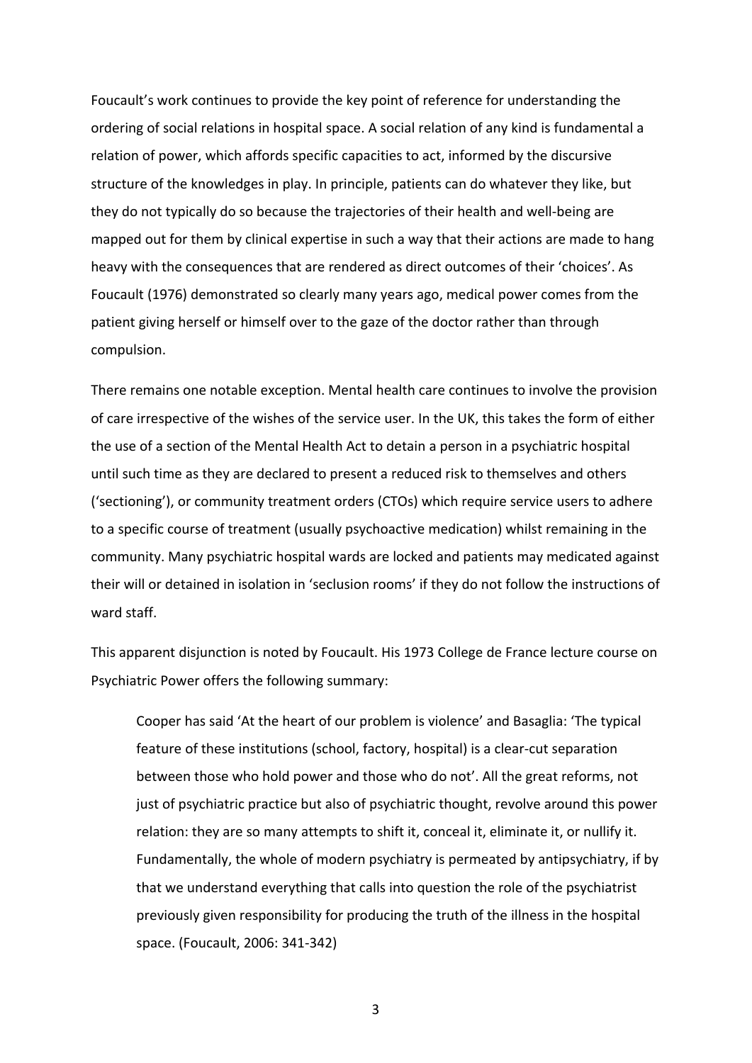Foucault's work continues to provide the key point of reference for understanding the ordering of social relations in hospital space. A social relation of any kind is fundamental a relation of power, which affords specific capacities to act, informed by the discursive structure of the knowledges in play. In principle, patients can do whatever they like, but they do not typically do so because the trajectories of their health and well-being are mapped out for them by clinical expertise in such a way that their actions are made to hang heavy with the consequences that are rendered as direct outcomes of their 'choices'. As Foucault (1976) demonstrated so clearly many years ago, medical power comes from the patient giving herself or himself over to the gaze of the doctor rather than through compulsion.

There remains one notable exception. Mental health care continues to involve the provision of care irrespective of the wishes of the service user. In the UK, this takes the form of either the use of a section of the Mental Health Act to detain a person in a psychiatric hospital until such time as they are declared to present a reduced risk to themselves and others ('sectioning'), or community treatment orders (CTOs) which require service users to adhere to a specific course of treatment (usually psychoactive medication) whilst remaining in the community. Many psychiatric hospital wards are locked and patients may medicated against their will or detained in isolation in 'seclusion rooms' if they do not follow the instructions of ward staff.

This apparent disjunction is noted by Foucault. His 1973 College de France lecture course on Psychiatric Power offers the following summary:

> Cooper has said 'At the heart of our problem is violence' and Basaglia: 'The typical feature of these institutions (school, factory, hospital) is a clear-cut separation between those who hold power and those who do not'. All the great reforms, not just of psychiatric practice but also of psychiatric thought, revolve around this power relation: they are so many attempts to shift it, conceal it, eliminate it, or nullify it. Fundamentally, the whole of modern psychiatry is permeated by antipsychiatry, if by that we understand everything that calls into question the role of the psychiatrist previously given responsibility for producing the truth of the illness in the hospital space. (Foucault, 2006: 341-342)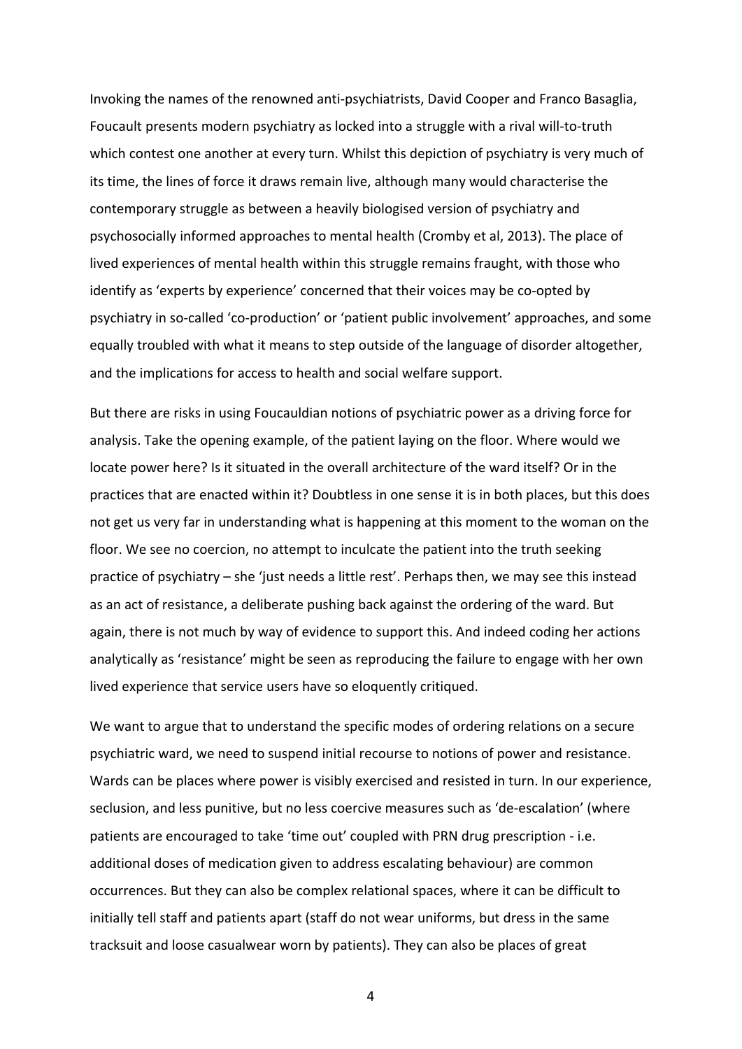Invoking the names of the renowned anti-psychiatrists, David Cooper and Franco Basaglia, Foucault presents modern psychiatry as locked into a struggle with a rival will-to-truth which contest one another at every turn. Whilst this depiction of psychiatry is very much of its time, the lines of force it draws remain live, although many would characterise the contemporary struggle as between a heavily biologised version of psychiatry and psychosocially informed approaches to mental health (Cromby et al, 2013). The place of lived experiences of mental health within this struggle remains fraught, with those who identify as 'experts by experience' concerned that their voices may be co-opted by psychiatry in so-called 'co-production' or 'patient public involvement' approaches, and some equally troubled with what it means to step outside of the language of disorder altogether, and the implications for access to health and social welfare support.

But there are risks in using Foucauldian notions of psychiatric power as a driving force for analysis. Take the opening example, of the patient laying on the floor. Where would we locate power here? Is it situated in the overall architecture of the ward itself? Or in the practices that are enacted within it? Doubtless in one sense it is in both places, but this does not get us very far in understanding what is happening at this moment to the woman on the floor. We see no coercion, no attempt to inculcate the patient into the truth seeking practice of psychiatry – she 'just needs a little rest'. Perhaps then, we may see this instead as an act of resistance, a deliberate pushing back against the ordering of the ward. But again, there is not much by way of evidence to support this. And indeed coding her actions analytically as 'resistance' might be seen as reproducing the failure to engage with her own lived experience that service users have so eloquently critiqued.

We want to argue that to understand the specific modes of ordering relations on a secure psychiatric ward, we need to suspend initial recourse to notions of power and resistance. Wards can be places where power is visibly exercised and resisted in turn. In our experience, seclusion, and less punitive, but no less coercive measures such as 'de-escalation' (where patients are encouraged to take 'time out' coupled with PRN drug prescription - i.e. additional doses of medication given to address escalating behaviour) are common occurrences. But they can also be complex relational spaces, where it can be difficult to initially tell staff and patients apart (staff do not wear uniforms, but dress in the same tracksuit and loose casualwear worn by patients). They can also be places of great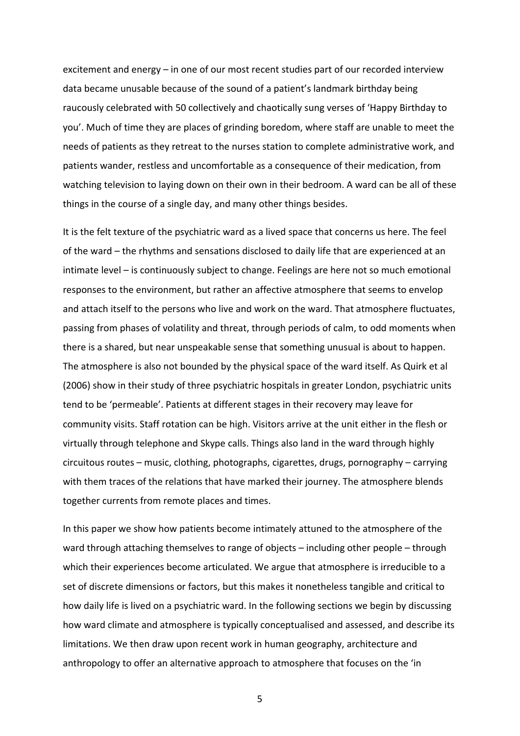excitement and energy – in one of our most recent studies part of our recorded interview data became unusable because of the sound of a patient's landmark birthday being raucously celebrated with 50 collectively and chaotically sung verses of 'Happy Birthday to you'. Much of time they are places of grinding boredom, where staff are unable to meet the needs of patients as they retreat to the nurses station to complete administrative work, and patients wander, restless and uncomfortable as a consequence of their medication, from watching television to laying down on their own in their bedroom. A ward can be all of these things in the course of a single day, and many other things besides.

It is the felt texture of the psychiatric ward as a lived space that concerns us here. The feel of the ward – the rhythms and sensations disclosed to daily life that are experienced at an intimate level – is continuously subject to change. Feelings are here not so much emotional responses to the environment, but rather an affective atmosphere that seems to envelop and attach itself to the persons who live and work on the ward. That atmosphere fluctuates, passing from phases of volatility and threat, through periods of calm, to odd moments when there is a shared, but near unspeakable sense that something unusual is about to happen. The atmosphere is also not bounded by the physical space of the ward itself. As Quirk et al (2006) show in their study of three psychiatric hospitals in greater London, psychiatric units tend to be 'permeable'. Patients at different stages in their recovery may leave for community visits. Staff rotation can be high. Visitors arrive at the unit either in the flesh or virtually through telephone and Skype calls. Things also land in the ward through highly circuitous routes – music, clothing, photographs, cigarettes, drugs, pornography – carrying with them traces of the relations that have marked their journey. The atmosphere blends together currents from remote places and times.

In this paper we show how patients become intimately attuned to the atmosphere of the ward through attaching themselves to range of objects – including other people – through which their experiences become articulated. We argue that atmosphere is irreducible to a set of discrete dimensions or factors, but this makes it nonetheless tangible and critical to how daily life is lived on a psychiatric ward. In the following sections we begin by discussing how ward climate and atmosphere is typically conceptualised and assessed, and describe its limitations. We then draw upon recent work in human geography, architecture and anthropology to offer an alternative approach to atmosphere that focuses on the 'in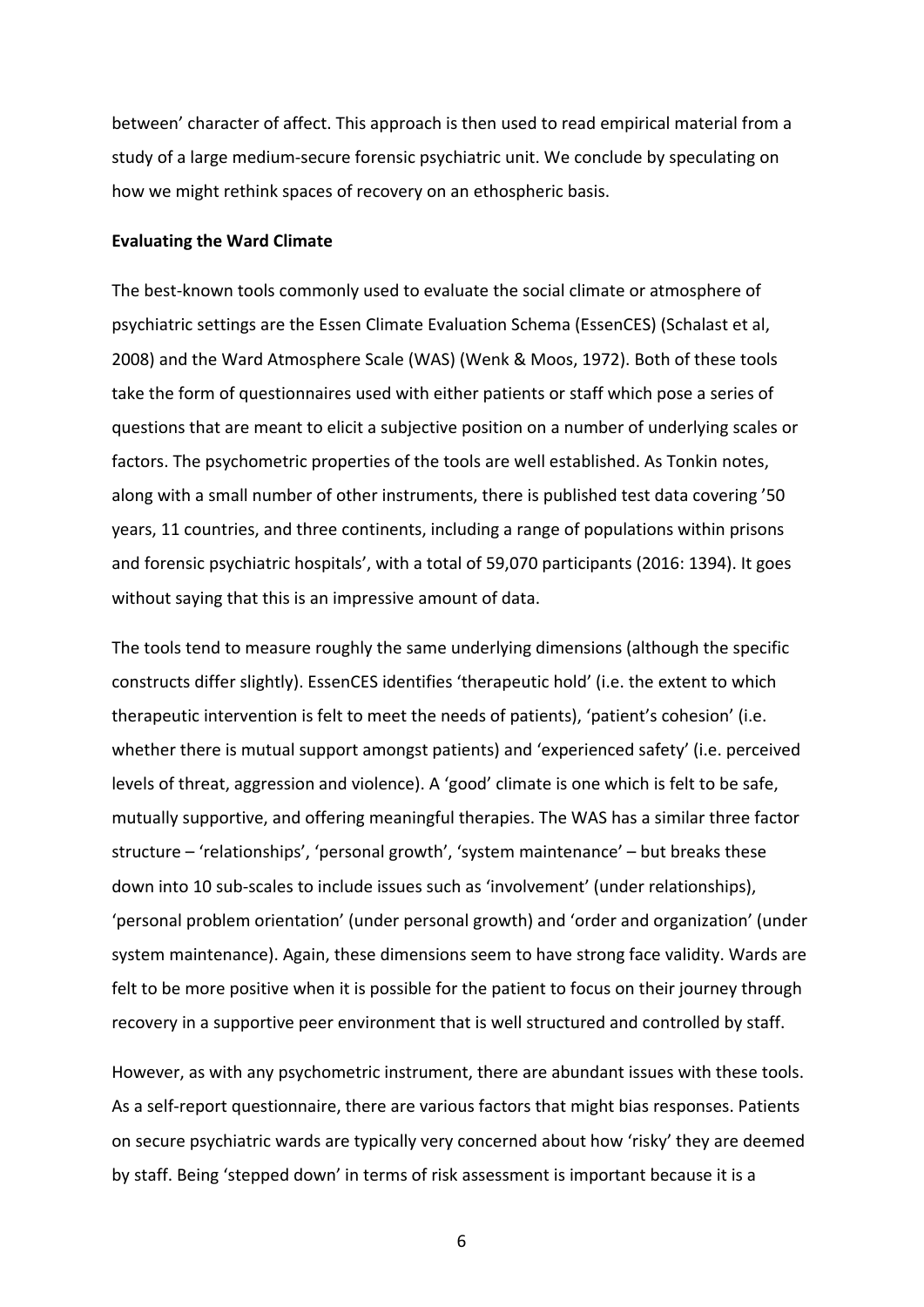between' character of affect. This approach is then used to read empirical material from a study of a large medium-secure forensic psychiatric unit. We conclude by speculating on how we might rethink spaces of recovery on an ethospheric basis.

**Evaluating the Ward Climate**

The best-known tools commonly used to evaluate the social climate or atmosphere of psychiatric settings are the Essen Climate Evaluation Schema (EssenCES) (Schalast et al, 2008) and the Ward Atmosphere Scale (WAS) (Wenk & Moos, 1972). Both of these tools take the form of questionnaires used with either patients or staff which pose a series of questions that are meant to elicit a subjective position on a number of underlying scales or factors. The psychometric properties of the tools are well established. As Tonkin notes, along with a small number of other instruments, there is published test data covering '50 years, 11 countries, and three continents, including a range of populations within prisons and forensic psychiatric hospitals', with a total of 59,070 participants (2016: 1394). It goes without saying that this is an impressive amount of data.

The tools tend to measure roughly the same underlying dimensions (although the specific constructs differ slightly). EssenCES identifies 'therapeutic hold' (i.e. the extent to which therapeutic intervention is felt to meet the needs of patients), 'patient's cohesion' (i.e. whether there is mutual support amongst patients) and 'experienced safety' (i.e. perceived levels of threat, aggression and violence). A 'good' climate is one which is felt to be safe, mutually supportive, and offering meaningful therapies. The WAS has a similar three factor structure – 'relationships', 'personal growth', 'system maintenance' – but breaks these down into 10 sub-scales to include issues such as 'involvement' (under relationships), 'personal problem orientation' (under personal growth) and 'order and organization' (under system maintenance). Again, these dimensions seem to have strong face validity. Wards are felt to be more positive when it is possible for the patient to focus on their journey through recovery in a supportive peer environment that is well structured and controlled by staff.

However, as with any psychometric instrument, there are abundant issues with these tools. As a self-report questionnaire, there are various factors that might bias responses. Patients on secure psychiatric wards are typically very concerned about how 'risky' they are deemed by staff. Being 'stepped down' in terms of risk assessment is important because it is a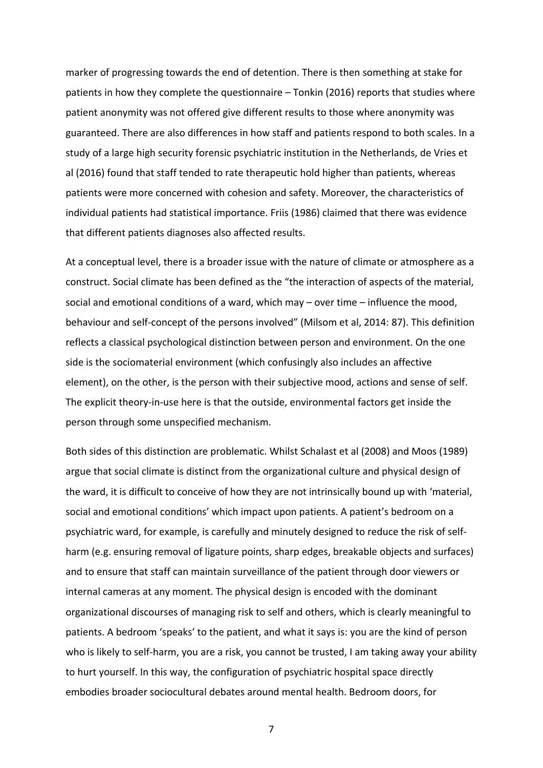marker of progressing towards the end of detention. There is then something at stake for patients in how they complete the questionnaire – Tonkin (2016) reports that studies where patient anonymity was not offered give different results to those where anonymity was guaranteed. There are also differences in how staff and patients respond to both scales. In a study of a large high security forensic psychiatric institution in the Netherlands, de Vries et al (2016) found that staff tended to rate therapeutic hold higher than patients, whereas patients were more concerned with cohesion and safety. Moreover, the characteristics of individual patients had statistical importance. Friis (1986) claimed that there was evidence that different patients diagnoses also affected results.

At a conceptual level, there is a broader issue with the nature of climate or atmosphere as a construct. Social climate has been defined as the "the interaction of aspects of the material, social and emotional conditions of a ward, which may – over time – influence the mood, behaviour and self-concept of the persons involved" (Milsom et al, 2014: 87). This definition reflects a classical psychological distinction between person and environment. On the one side is the sociomaterial environment (which confusingly also includes an affective element), on the other, is the person with their subjective mood, actions and sense of self. The explicit theory-in-use here is that the outside, environmental factors get inside the person through some unspecified mechanism.

Both sides of this distinction are problematic. Whilst Schalast et al (2008) and Moos (1989) argue that social climate is distinct from the organizational culture and physical design of the ward, it is difficult to conceive of how they are not intrinsically bound up with 'material, social and emotional conditions' which impact upon patients. A patient's bedroom on a psychiatric ward, for example, is carefully and minutely designed to reduce the risk of self-harm (e.g. ensuring removal of ligature points, sharp edges, breakable objects and surfaces) and to ensure that staff can maintain surveillance of the patient through door viewers or internal cameras at any moment. The physical design is encoded with the dominant organizational discourses of managing risk to self and others, which is clearly meaningful to patients. A bedroom 'speaks' to the patient, and what it says is: you are the kind of person who is likely to self-harm, you are a risk, you cannot be trusted, I am taking away your ability to hurt yourself. In this way, the configuration of psychiatric hospital space directly embodies broader sociocultural debates around mental health. Bedroom doors, for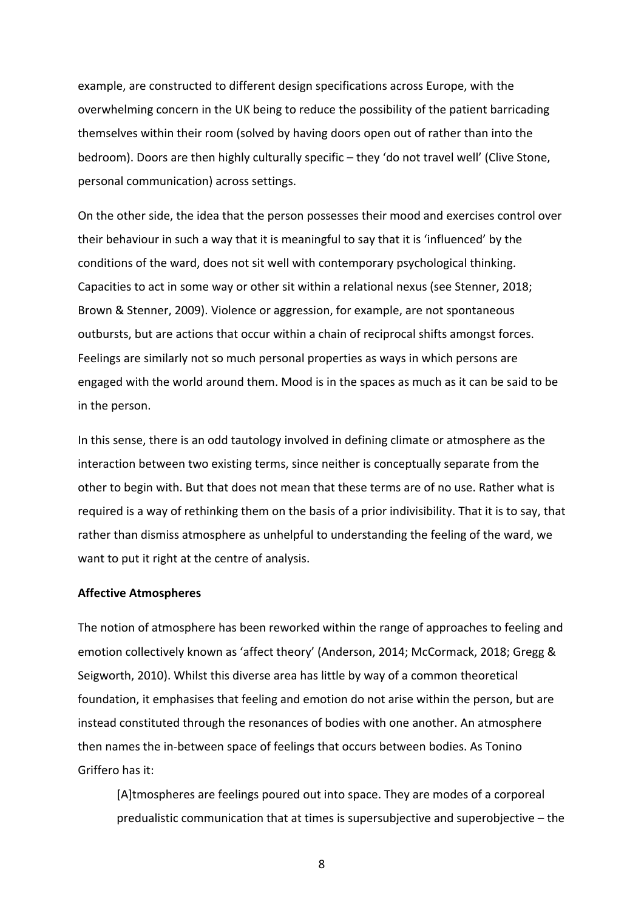example, are constructed to different design specifications across Europe, with the overwhelming concern in the UK being to reduce the possibility of the patient barricading themselves within their room (solved by having doors open out of rather than into the bedroom). Doors are then highly culturally specific – they 'do not travel well' (Clive Stone, personal communication) across settings.

On the other side, the idea that the person possesses their mood and exercises control over their behaviour in such a way that it is meaningful to say that it is 'influenced' by the conditions of the ward, does not sit well with contemporary psychological thinking. Capacities to act in some way or other sit within a relational nexus (see Stenner, 2018; Brown & Stenner, 2009). Violence or aggression, for example, are not spontaneous outbursts, but are actions that occur within a chain of reciprocal shifts amongst forces. Feelings are similarly not so much personal properties as ways in which persons are engaged with the world around them. Mood is in the spaces as much as it can be said to be in the person.

In this sense, there is an odd tautology involved in defining climate or atmosphere as the interaction between two existing terms, since neither is conceptually separate from the other to begin with. But that does not mean that these terms are of no use. Rather what is required is a way of rethinking them on the basis of a prior indivisibility. That it is to say, that rather than dismiss atmosphere as unhelpful to understanding the feeling of the ward, we want to put it right at the centre of analysis.

**Affective Atmospheres**

The notion of atmosphere has been reworked within the range of approaches to feeling and emotion collectively known as 'affect theory' (Anderson, 2014; McCormack, 2018; Gregg & Seigworth, 2010). Whilst this diverse area has little by way of a common theoretical foundation, it emphasises that feeling and emotion do not arise within the person, but are instead constituted through the resonances of bodies with one another. An atmosphere then names the in-between space of feelings that occurs between bodies. As Tonino Griffero has it:

> [A]tmospheres are feelings poured out into space. They are modes of a corporeal predualistic communication that at times is supersubjective and superobjective – the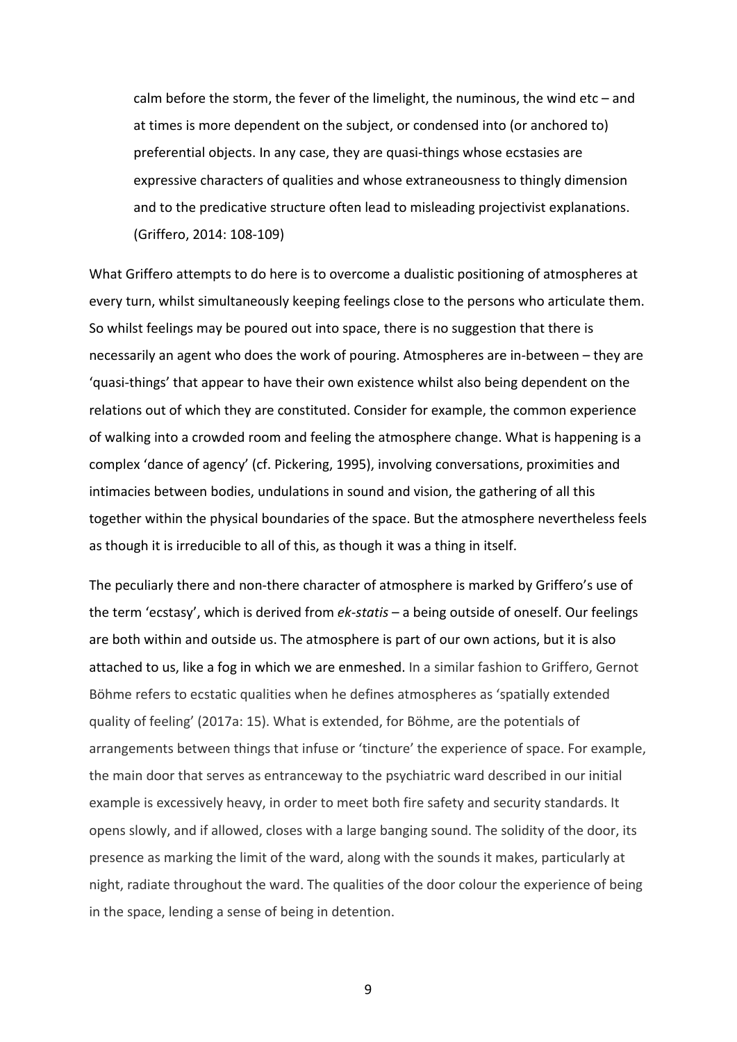> calm before the storm, the fever of the limelight, the numinous, the wind etc – and at times is more dependent on the subject, or condensed into (or anchored to) preferential objects. In any case, they are quasi-things whose ecstasies are expressive characters of qualities and whose extraneousness to thingly dimension and to the predicative structure often lead to misleading projectivist explanations. (Griffero, 2014: 108-109)

What Griffero attempts to do here is to overcome a dualistic positioning of atmospheres at every turn, whilst simultaneously keeping feelings close to the persons who articulate them. So whilst feelings may be poured out into space, there is no suggestion that there is necessarily an agent who does the work of pouring. Atmospheres are in-between – they are 'quasi-things' that appear to have their own existence whilst also being dependent on the relations out of which they are constituted. Consider for example, the common experience of walking into a crowded room and feeling the atmosphere change. What is happening is a complex 'dance of agency' (cf. Pickering, 1995), involving conversations, proximities and intimacies between bodies, undulations in sound and vision, the gathering of all this together within the physical boundaries of the space. But the atmosphere nevertheless feels as though it is irreducible to all of this, as though it was a thing in itself.

The peculiarly there and non-there character of atmosphere is marked by Griffero's use of the term 'ecstasy', which is derived from *ek-statis* – a being outside of oneself. Our feelings are both within and outside us. The atmosphere is part of our own actions, but it is also attached to us, like a fog in which we are enmeshed. In a similar fashion to Griffero, Gernot Böhme refers to ecstatic qualities when he defines atmospheres as 'spatially extended quality of feeling' (2017a: 15). What is extended, for Böhme, are the potentials of arrangements between things that infuse or 'tincture' the experience of space. For example, the main door that serves as entranceway to the psychiatric ward described in our initial example is excessively heavy, in order to meet both fire safety and security standards. It opens slowly, and if allowed, closes with a large banging sound. The solidity of the door, its presence as marking the limit of the ward, along with the sounds it makes, particularly at night, radiate throughout the ward. The qualities of the door colour the experience of being in the space, lending a sense of being in detention.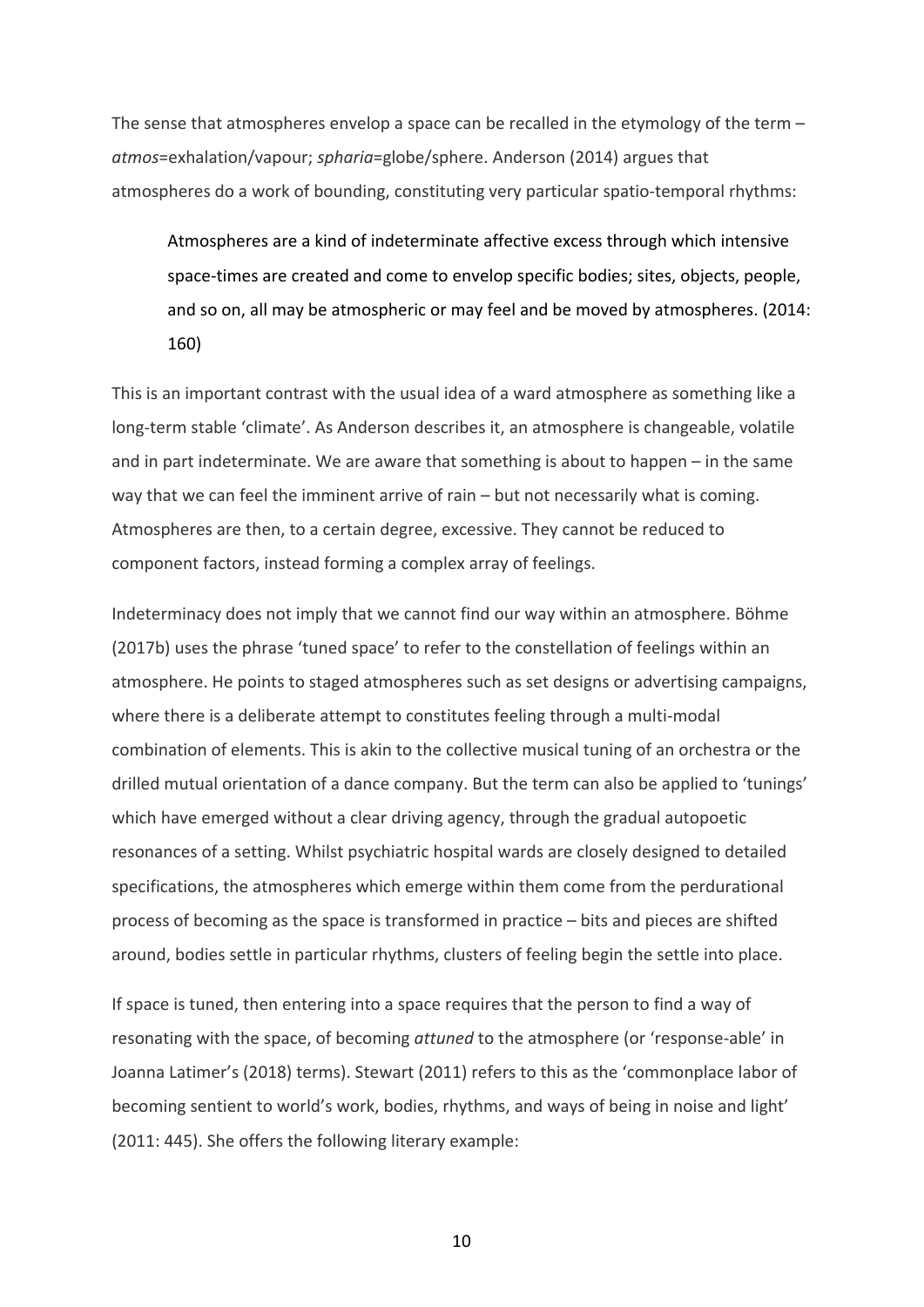The sense that atmospheres envelop a space can be recalled in the etymology of the term – *atmos*=exhalation/vapour; *spharia*=globe/sphere. Anderson (2014) argues that atmospheres do a work of bounding, constituting very particular spatio-temporal rhythms:

> Atmospheres are a kind of indeterminate affective excess through which intensive space-times are created and come to envelop specific bodies; sites, objects, people, and so on, all may be atmospheric or may feel and be moved by atmospheres. (2014: 160)

This is an important contrast with the usual idea of a ward atmosphere as something like a long-term stable 'climate'. As Anderson describes it, an atmosphere is changeable, volatile and in part indeterminate. We are aware that something is about to happen – in the same way that we can feel the imminent arrive of rain – but not necessarily what is coming. Atmospheres are then, to a certain degree, excessive. They cannot be reduced to component factors, instead forming a complex array of feelings.

Indeterminacy does not imply that we cannot find our way within an atmosphere. Böhme (2017b) uses the phrase 'tuned space' to refer to the constellation of feelings within an atmosphere. He points to staged atmospheres such as set designs or advertising campaigns, where there is a deliberate attempt to constitutes feeling through a multi-modal combination of elements. This is akin to the collective musical tuning of an orchestra or the drilled mutual orientation of a dance company. But the term can also be applied to 'tunings' which have emerged without a clear driving agency, through the gradual autopoetic resonances of a setting. Whilst psychiatric hospital wards are closely designed to detailed specifications, the atmospheres which emerge within them come from the perdurational process of becoming as the space is transformed in practice – bits and pieces are shifted around, bodies settle in particular rhythms, clusters of feeling begin the settle into place.

If space is tuned, then entering into a space requires that the person to find a way of resonating with the space, of becoming *attuned* to the atmosphere (or 'response-able' in Joanna Latimer's (2018) terms). Stewart (2011) refers to this as the 'commonplace labor of becoming sentient to world's work, bodies, rhythms, and ways of being in noise and light' (2011: 445). She offers the following literary example: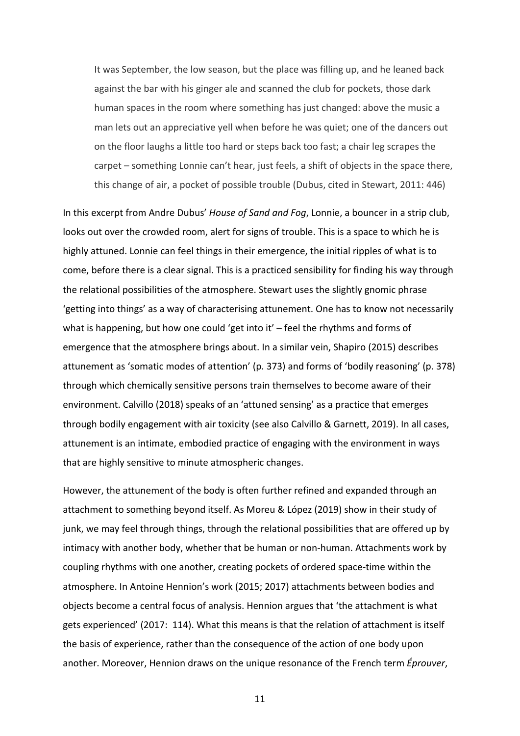> It was September, the low season, but the place was filling up, and he leaned back against the bar with his ginger ale and scanned the club for pockets, those dark human spaces in the room where something has just changed: above the music a man lets out an appreciative yell when before he was quiet; one of the dancers out on the floor laughs a little too hard or steps back too fast; a chair leg scrapes the carpet – something Lonnie can't hear, just feels, a shift of objects in the space there, this change of air, a pocket of possible trouble (Dubus, cited in Stewart, 2011: 446)

In this excerpt from Andre Dubus' *House of Sand and Fog*, Lonnie, a bouncer in a strip club, looks out over the crowded room, alert for signs of trouble. This is a space to which he is highly attuned. Lonnie can feel things in their emergence, the initial ripples of what is to come, before there is a clear signal. This is a practiced sensibility for finding his way through the relational possibilities of the atmosphere. Stewart uses the slightly gnomic phrase 'getting into things' as a way of characterising attunement. One has to know not necessarily what is happening, but how one could 'get into it' – feel the rhythms and forms of emergence that the atmosphere brings about. In a similar vein, Shapiro (2015) describes attunement as 'somatic modes of attention' (p. 373) and forms of 'bodily reasoning' (p. 378) through which chemically sensitive persons train themselves to become aware of their environment. Calvillo (2018) speaks of an 'attuned sensing' as a practice that emerges through bodily engagement with air toxicity (see also Calvillo & Garnett, 2019). In all cases, attunement is an intimate, embodied practice of engaging with the environment in ways that are highly sensitive to minute atmospheric changes.

However, the attunement of the body is often further refined and expanded through an attachment to something beyond itself. As Moreu & López (2019) show in their study of junk, we may feel through things, through the relational possibilities that are offered up by intimacy with another body, whether that be human or non-human. Attachments work by coupling rhythms with one another, creating pockets of ordered space-time within the atmosphere. In Antoine Hennion's work (2015; 2017) attachments between bodies and objects become a central focus of analysis. Hennion argues that 'the attachment is what gets experienced' (2017: 114). What this means is that the relation of attachment is itself the basis of experience, rather than the consequence of the action of one body upon another. Moreover, Hennion draws on the unique resonance of the French term *Éprouver*,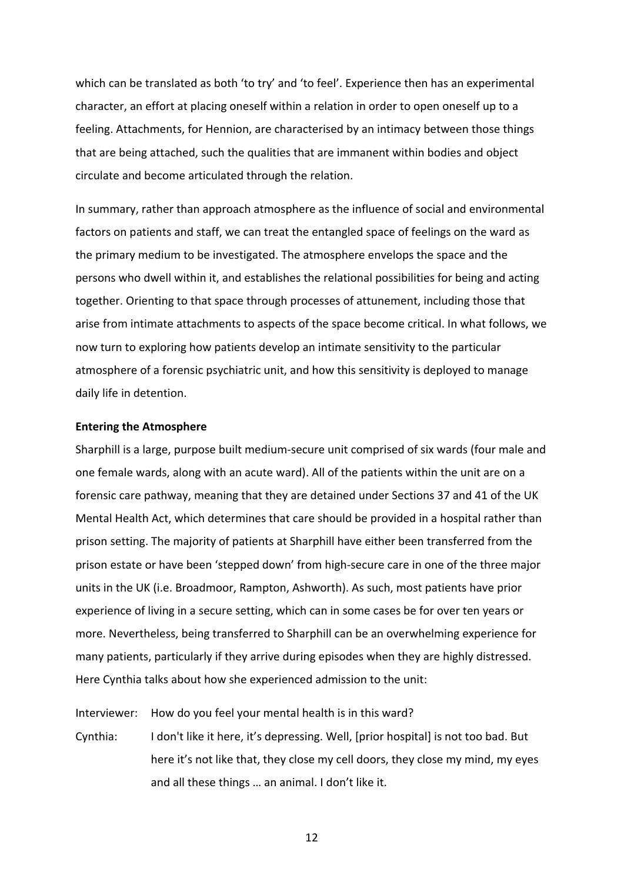which can be translated as both 'to try' and 'to feel'. Experience then has an experimental character, an effort at placing oneself within a relation in order to open oneself up to a feeling. Attachments, for Hennion, are characterised by an intimacy between those things that are being attached, such the qualities that are immanent within bodies and object circulate and become articulated through the relation.

In summary, rather than approach atmosphere as the influence of social and environmental factors on patients and staff, we can treat the entangled space of feelings on the ward as the primary medium to be investigated. The atmosphere envelops the space and the persons who dwell within it, and establishes the relational possibilities for being and acting together. Orienting to that space through processes of attunement, including those that arise from intimate attachments to aspects of the space become critical. In what follows, we now turn to exploring how patients develop an intimate sensitivity to the particular atmosphere of a forensic psychiatric unit, and how this sensitivity is deployed to manage daily life in detention.

**Entering the Atmosphere**

Sharphill is a large, purpose built medium-secure unit comprised of six wards (four male and one female wards, along with an acute ward). All of the patients within the unit are on a forensic care pathway, meaning that they are detained under Sections 37 and 41 of the UK Mental Health Act, which determines that care should be provided in a hospital rather than prison setting. The majority of patients at Sharphill have either been transferred from the prison estate or have been 'stepped down' from high-secure care in one of the three major units in the UK (i.e. Broadmoor, Rampton, Ashworth). As such, most patients have prior experience of living in a secure setting, which can in some cases be for over ten years or more. Nevertheless, being transferred to Sharphill can be an overwhelming experience for many patients, particularly if they arrive during episodes when they are highly distressed. Here Cynthia talks about how she experienced admission to the unit:

Interviewer: How do you feel your mental health is in this ward?

Cynthia: I don't like it here, it's depressing. Well, [prior hospital] is not too bad. But here it's not like that, they close my cell doors, they close my mind, my eyes and all these things … an animal. I don't like it.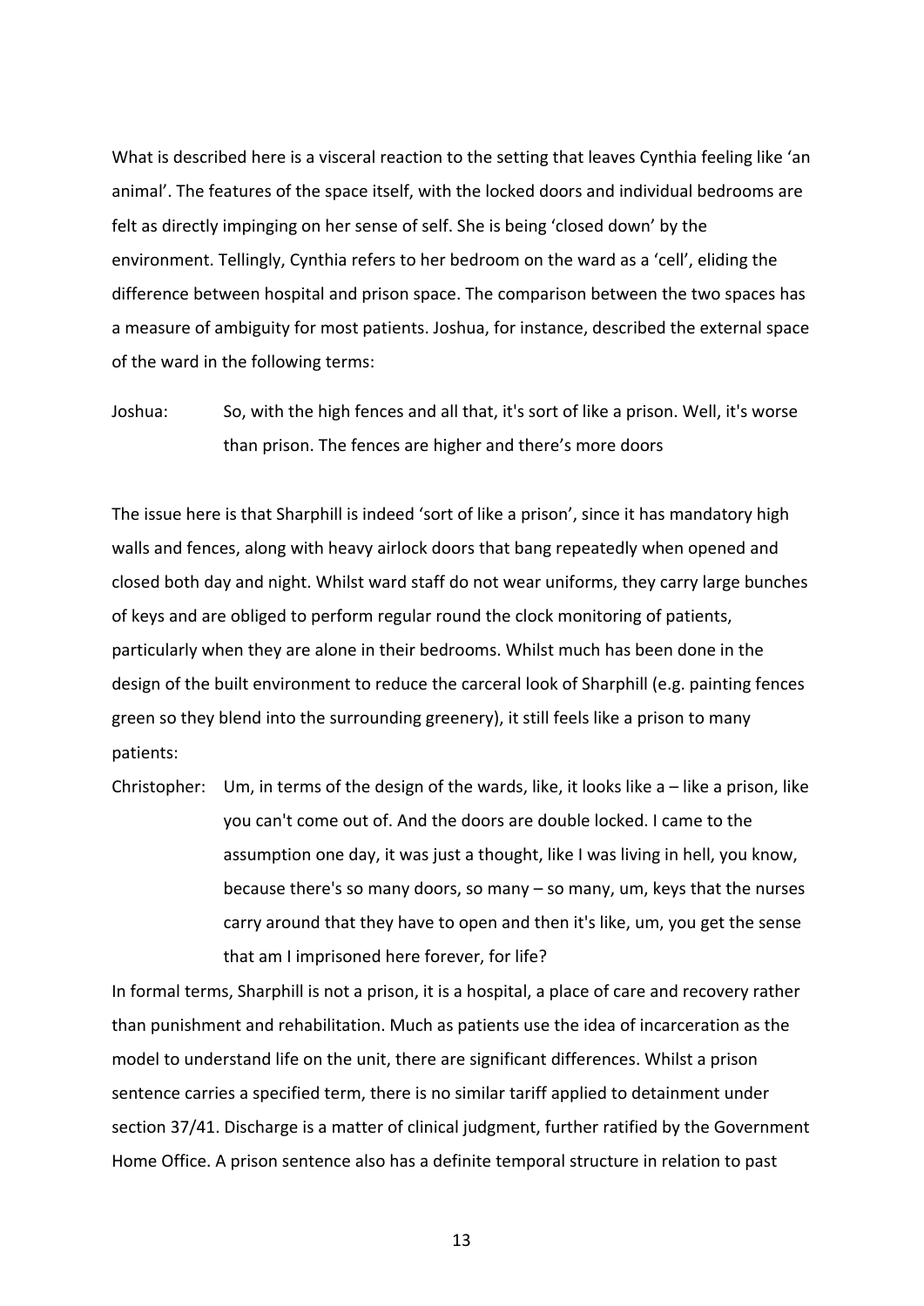What is described here is a visceral reaction to the setting that leaves Cynthia feeling like 'an animal'. The features of the space itself, with the locked doors and individual bedrooms are felt as directly impinging on her sense of self. She is being 'closed down' by the environment. Tellingly, Cynthia refers to her bedroom on the ward as a 'cell', eliding the difference between hospital and prison space. The comparison between the two spaces has a measure of ambiguity for most patients. Joshua, for instance, described the external space of the ward in the following terms:

> Joshua: So, with the high fences and all that, it's sort of like a prison. Well, it's worse than prison. The fences are higher and there's more doors

The issue here is that Sharphill is indeed 'sort of like a prison', since it has mandatory high walls and fences, along with heavy airlock doors that bang repeatedly when opened and closed both day and night. Whilst ward staff do not wear uniforms, they carry large bunches of keys and are obliged to perform regular round the clock monitoring of patients, particularly when they are alone in their bedrooms. Whilst much has been done in the design of the built environment to reduce the carceral look of Sharphill (e.g. painting fences green so they blend into the surrounding greenery), it still feels like a prison to many patients:

> Christopher: Um, in terms of the design of the wards, like, it looks like a – like a prison, like you can't come out of. And the doors are double locked. I came to the assumption one day, it was just a thought, like I was living in hell, you know, because there's so many doors, so many – so many, um, keys that the nurses carry around that they have to open and then it's like, um, you get the sense that am I imprisoned here forever, for life?

In formal terms, Sharphill is not a prison, it is a hospital, a place of care and recovery rather than punishment and rehabilitation. Much as patients use the idea of incarceration as the model to understand life on the unit, there are significant differences. Whilst a prison sentence carries a specified term, there is no similar tariff applied to detainment under section 37/41. Discharge is a matter of clinical judgment, further ratified by the Government Home Office. A prison sentence also has a definite temporal structure in relation to past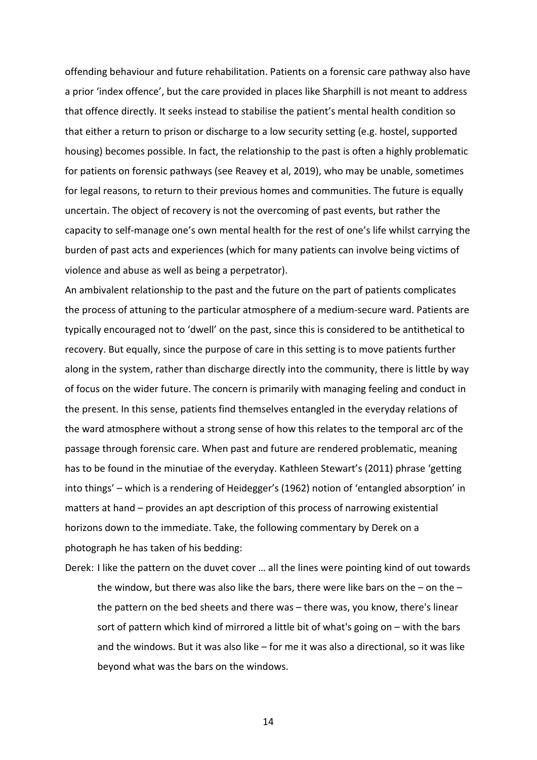offending behaviour and future rehabilitation. Patients on a forensic care pathway also have a prior 'index offence', but the care provided in places like Sharphill is not meant to address that offence directly. It seeks instead to stabilise the patient's mental health condition so that either a return to prison or discharge to a low security setting (e.g. hostel, supported housing) becomes possible. In fact, the relationship to the past is often a highly problematic for patients on forensic pathways (see Reavey et al, 2019), who may be unable, sometimes for legal reasons, to return to their previous homes and communities. The future is equally uncertain. The object of recovery is not the overcoming of past events, but rather the capacity to self-manage one's own mental health for the rest of one's life whilst carrying the burden of past acts and experiences (which for many patients can involve being victims of violence and abuse as well as being a perpetrator).

An ambivalent relationship to the past and the future on the part of patients complicates the process of attuning to the particular atmosphere of a medium-secure ward. Patients are typically encouraged not to 'dwell' on the past, since this is considered to be antithetical to recovery. But equally, since the purpose of care in this setting is to move patients further along in the system, rather than discharge directly into the community, there is little by way of focus on the wider future. The concern is primarily with managing feeling and conduct in the present. In this sense, patients find themselves entangled in the everyday relations of the ward atmosphere without a strong sense of how this relates to the temporal arc of the passage through forensic care. When past and future are rendered problematic, meaning has to be found in the minutiae of the everyday. Kathleen Stewart's (2011) phrase 'getting into things' – which is a rendering of Heidegger's (1962) notion of 'entangled absorption' in matters at hand – provides an apt description of this process of narrowing existential horizons down to the immediate. Take, the following commentary by Derek on a photograph he has taken of his bedding:

Derek: I like the pattern on the duvet cover … all the lines were pointing kind of out towards the window, but there was also like the bars, there were like bars on the – on the – the pattern on the bed sheets and there was – there was, you know, there's linear sort of pattern which kind of mirrored a little bit of what's going on – with the bars and the windows. But it was also like – for me it was also a directional, so it was like beyond what was the bars on the windows.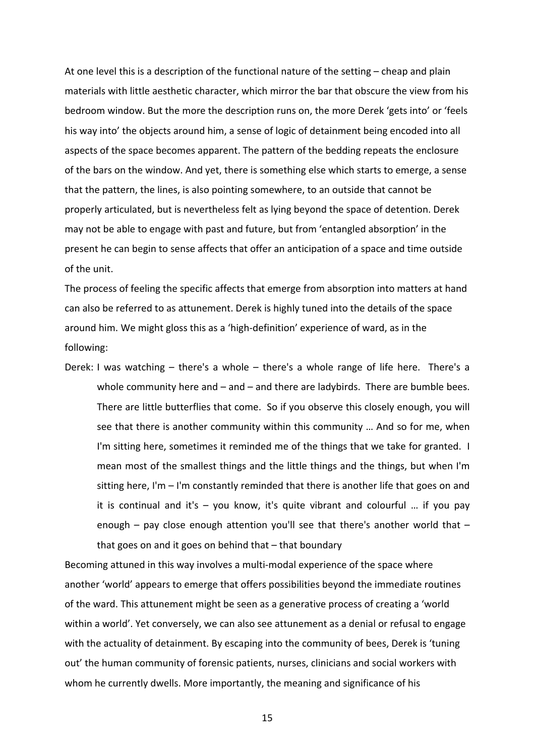At one level this is a description of the functional nature of the setting – cheap and plain materials with little aesthetic character, which mirror the bar that obscure the view from his bedroom window. But the more the description runs on, the more Derek 'gets into' or 'feels his way into' the objects around him, a sense of logic of detainment being encoded into all aspects of the space becomes apparent. The pattern of the bedding repeats the enclosure of the bars on the window. And yet, there is something else which starts to emerge, a sense that the pattern, the lines, is also pointing somewhere, to an outside that cannot be properly articulated, but is nevertheless felt as lying beyond the space of detention. Derek may not be able to engage with past and future, but from 'entangled absorption' in the present he can begin to sense affects that offer an anticipation of a space and time outside of the unit.

The process of feeling the specific affects that emerge from absorption into matters at hand can also be referred to as attunement. Derek is highly tuned into the details of the space around him. We might gloss this as a 'high-definition' experience of ward, as in the following:

Derek: I was watching – there's a whole – there's a whole range of life here. There's a whole community here and – and – and there are ladybirds. There are bumble bees. There are little butterflies that come. So if you observe this closely enough, you will see that there is another community within this community … And so for me, when I'm sitting here, sometimes it reminded me of the things that we take for granted. I mean most of the smallest things and the little things and the things, but when I'm sitting here, I'm – I'm constantly reminded that there is another life that goes on and it is continual and it's – you know, it's quite vibrant and colourful … if you pay enough – pay close enough attention you'll see that there's another world that – that goes on and it goes on behind that – that boundary

Becoming attuned in this way involves a multi-modal experience of the space where another 'world' appears to emerge that offers possibilities beyond the immediate routines of the ward. This attunement might be seen as a generative process of creating a 'world within a world'. Yet conversely, we can also see attunement as a denial or refusal to engage with the actuality of detainment. By escaping into the community of bees, Derek is 'tuning out' the human community of forensic patients, nurses, clinicians and social workers with whom he currently dwells. More importantly, the meaning and significance of his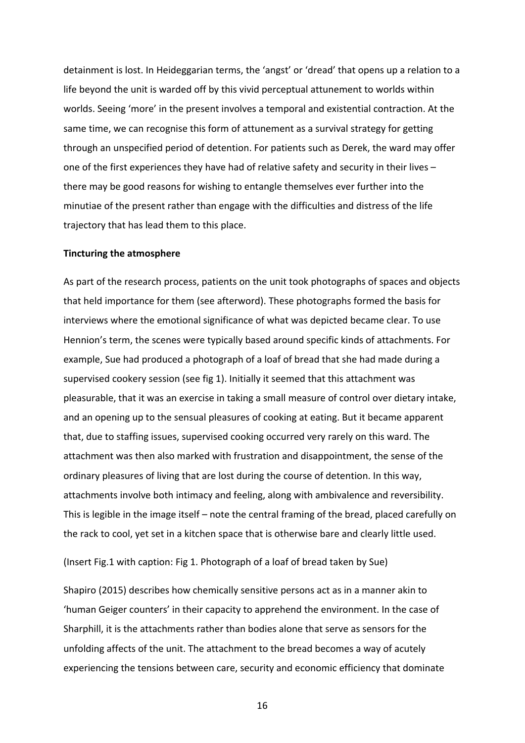detainment is lost. In Heideggarian terms, the 'angst' or 'dread' that opens up a relation to a life beyond the unit is warded off by this vivid perceptual attunement to worlds within worlds. Seeing 'more' in the present involves a temporal and existential contraction. At the same time, we can recognise this form of attunement as a survival strategy for getting through an unspecified period of detention. For patients such as Derek, the ward may offer one of the first experiences they have had of relative safety and security in their lives – there may be good reasons for wishing to entangle themselves ever further into the minutiae of the present rather than engage with the difficulties and distress of the life trajectory that has lead them to this place.

**Tincturing the atmosphere**

As part of the research process, patients on the unit took photographs of spaces and objects that held importance for them (see afterword). These photographs formed the basis for interviews where the emotional significance of what was depicted became clear. To use Hennion's term, the scenes were typically based around specific kinds of attachments. For example, Sue had produced a photograph of a loaf of bread that she had made during a supervised cookery session (see fig 1). Initially it seemed that this attachment was pleasurable, that it was an exercise in taking a small measure of control over dietary intake, and an opening up to the sensual pleasures of cooking at eating. But it became apparent that, due to staffing issues, supervised cooking occurred very rarely on this ward. The attachment was then also marked with frustration and disappointment, the sense of the ordinary pleasures of living that are lost during the course of detention. In this way, attachments involve both intimacy and feeling, along with ambivalence and reversibility. This is legible in the image itself – note the central framing of the bread, placed carefully on the rack to cool, yet set in a kitchen space that is otherwise bare and clearly little used.

(Insert Fig.1 with caption: Fig 1. Photograph of a loaf of bread taken by Sue)

Shapiro (2015) describes how chemically sensitive persons act as in a manner akin to 'human Geiger counters' in their capacity to apprehend the environment. In the case of Sharphill, it is the attachments rather than bodies alone that serve as sensors for the unfolding affects of the unit. The attachment to the bread becomes a way of acutely experiencing the tensions between care, security and economic efficiency that dominate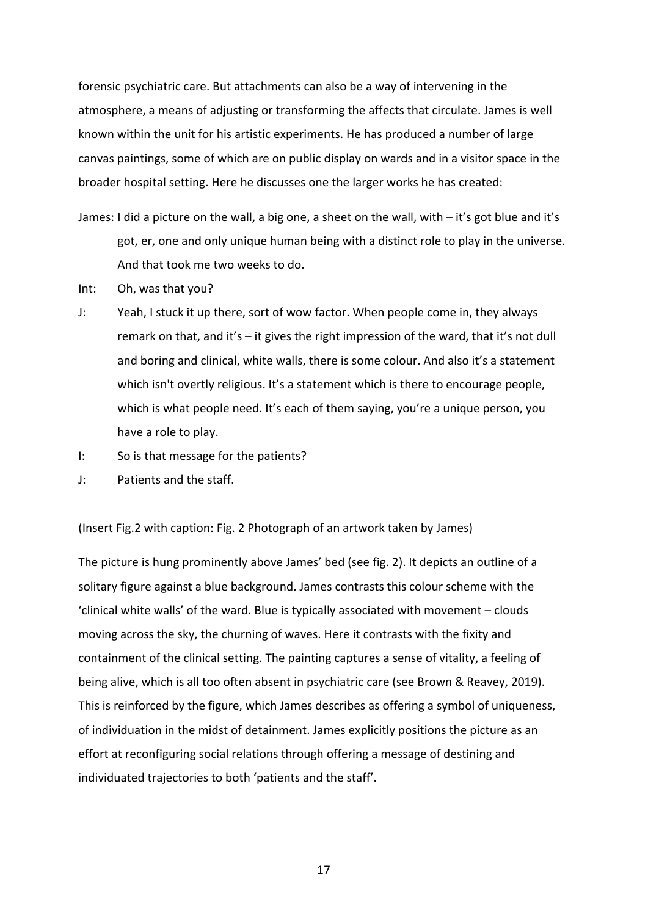forensic psychiatric care. But attachments can also be a way of intervening in the atmosphere, a means of adjusting or transforming the affects that circulate. James is well known within the unit for his artistic experiments. He has produced a number of large canvas paintings, some of which are on public display on wards and in a visitor space in the broader hospital setting. Here he discusses one the larger works he has created:

James: I did a picture on the wall, a big one, a sheet on the wall, with – it's got blue and it's got, er, one and only unique human being with a distinct role to play in the universe. And that took me two weeks to do.

Int: Oh, was that you?

J: Yeah, I stuck it up there, sort of wow factor. When people come in, they always remark on that, and it's – it gives the right impression of the ward, that it's not dull and boring and clinical, white walls, there is some colour. And also it's a statement which isn't overtly religious. It's a statement which is there to encourage people, which is what people need. It's each of them saying, you're a unique person, you have a role to play.

I: So is that message for the patients?

J: Patients and the staff.

(Insert Fig.2 with caption: Fig. 2 Photograph of an artwork taken by James)

The picture is hung prominently above James' bed (see fig. 2). It depicts an outline of a solitary figure against a blue background. James contrasts this colour scheme with the 'clinical white walls' of the ward. Blue is typically associated with movement – clouds moving across the sky, the churning of waves. Here it contrasts with the fixity and containment of the clinical setting. The painting captures a sense of vitality, a feeling of being alive, which is all too often absent in psychiatric care (see Brown & Reavey, 2019). This is reinforced by the figure, which James describes as offering a symbol of uniqueness, of individuation in the midst of detainment. James explicitly positions the picture as an effort at reconfiguring social relations through offering a message of destining and individuated trajectories to both 'patients and the staff'.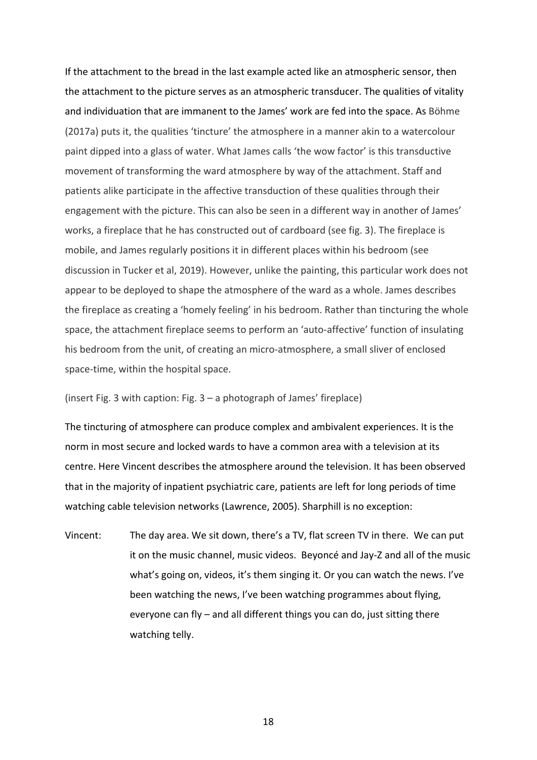If the attachment to the bread in the last example acted like an atmospheric sensor, then the attachment to the picture serves as an atmospheric transducer. The qualities of vitality and individuation that are immanent to the James' work are fed into the space. As Böhme (2017a) puts it, the qualities 'tincture' the atmosphere in a manner akin to a watercolour paint dipped into a glass of water. What James calls 'the wow factor' is this transductive movement of transforming the ward atmosphere by way of the attachment. Staff and patients alike participate in the affective transduction of these qualities through their engagement with the picture. This can also be seen in a different way in another of James' works, a fireplace that he has constructed out of cardboard (see fig. 3). The fireplace is mobile, and James regularly positions it in different places within his bedroom (see discussion in Tucker et al, 2019). However, unlike the painting, this particular work does not appear to be deployed to shape the atmosphere of the ward as a whole. James describes the fireplace as creating a 'homely feeling' in his bedroom. Rather than tincturing the whole space, the attachment fireplace seems to perform an 'auto-affective' function of insulating his bedroom from the unit, of creating an micro-atmosphere, a small sliver of enclosed space-time, within the hospital space.

(insert Fig. 3 with caption: Fig. 3 – a photograph of James' fireplace)

The tincturing of atmosphere can produce complex and ambivalent experiences. It is the norm in most secure and locked wards to have a common area with a television at its centre. Here Vincent describes the atmosphere around the television. It has been observed that in the majority of inpatient psychiatric care, patients are left for long periods of time watching cable television networks (Lawrence, 2005). Sharphill is no exception:

Vincent: The day area. We sit down, there's a TV, flat screen TV in there. We can put it on the music channel, music videos. Beyoncé and Jay-Z and all of the music what's going on, videos, it's them singing it. Or you can watch the news. I've been watching the news, I've been watching programmes about flying, everyone can fly – and all different things you can do, just sitting there watching telly.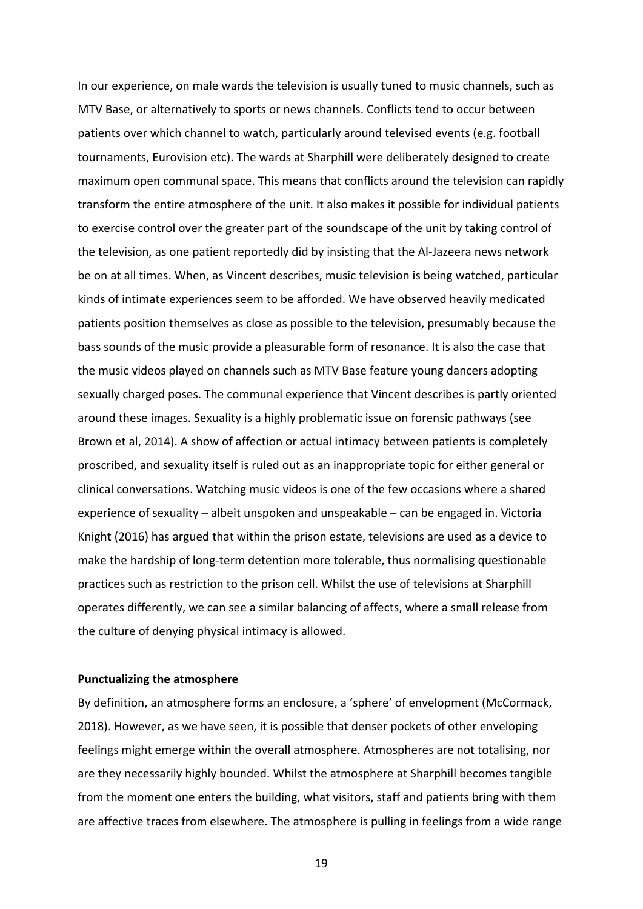In our experience, on male wards the television is usually tuned to music channels, such as MTV Base, or alternatively to sports or news channels. Conflicts tend to occur between patients over which channel to watch, particularly around televised events (e.g. football tournaments, Eurovision etc). The wards at Sharphill were deliberately designed to create maximum open communal space. This means that conflicts around the television can rapidly transform the entire atmosphere of the unit. It also makes it possible for individual patients to exercise control over the greater part of the soundscape of the unit by taking control of the television, as one patient reportedly did by insisting that the Al-Jazeera news network be on at all times. When, as Vincent describes, music television is being watched, particular kinds of intimate experiences seem to be afforded. We have observed heavily medicated patients position themselves as close as possible to the television, presumably because the bass sounds of the music provide a pleasurable form of resonance. It is also the case that the music videos played on channels such as MTV Base feature young dancers adopting sexually charged poses. The communal experience that Vincent describes is partly oriented around these images. Sexuality is a highly problematic issue on forensic pathways (see Brown et al, 2014). A show of affection or actual intimacy between patients is completely proscribed, and sexuality itself is ruled out as an inappropriate topic for either general or clinical conversations. Watching music videos is one of the few occasions where a shared experience of sexuality – albeit unspoken and unspeakable – can be engaged in. Victoria Knight (2016) has argued that within the prison estate, televisions are used as a device to make the hardship of long-term detention more tolerable, thus normalising questionable practices such as restriction to the prison cell. Whilst the use of televisions at Sharphill operates differently, we can see a similar balancing of affects, where a small release from the culture of denying physical intimacy is allowed.

**Punctualizing the atmosphere**

By definition, an atmosphere forms an enclosure, a 'sphere' of envelopment (McCormack, 2018). However, as we have seen, it is possible that denser pockets of other enveloping feelings might emerge within the overall atmosphere. Atmospheres are not totalising, nor are they necessarily highly bounded. Whilst the atmosphere at Sharphill becomes tangible from the moment one enters the building, what visitors, staff and patients bring with them are affective traces from elsewhere. The atmosphere is pulling in feelings from a wide range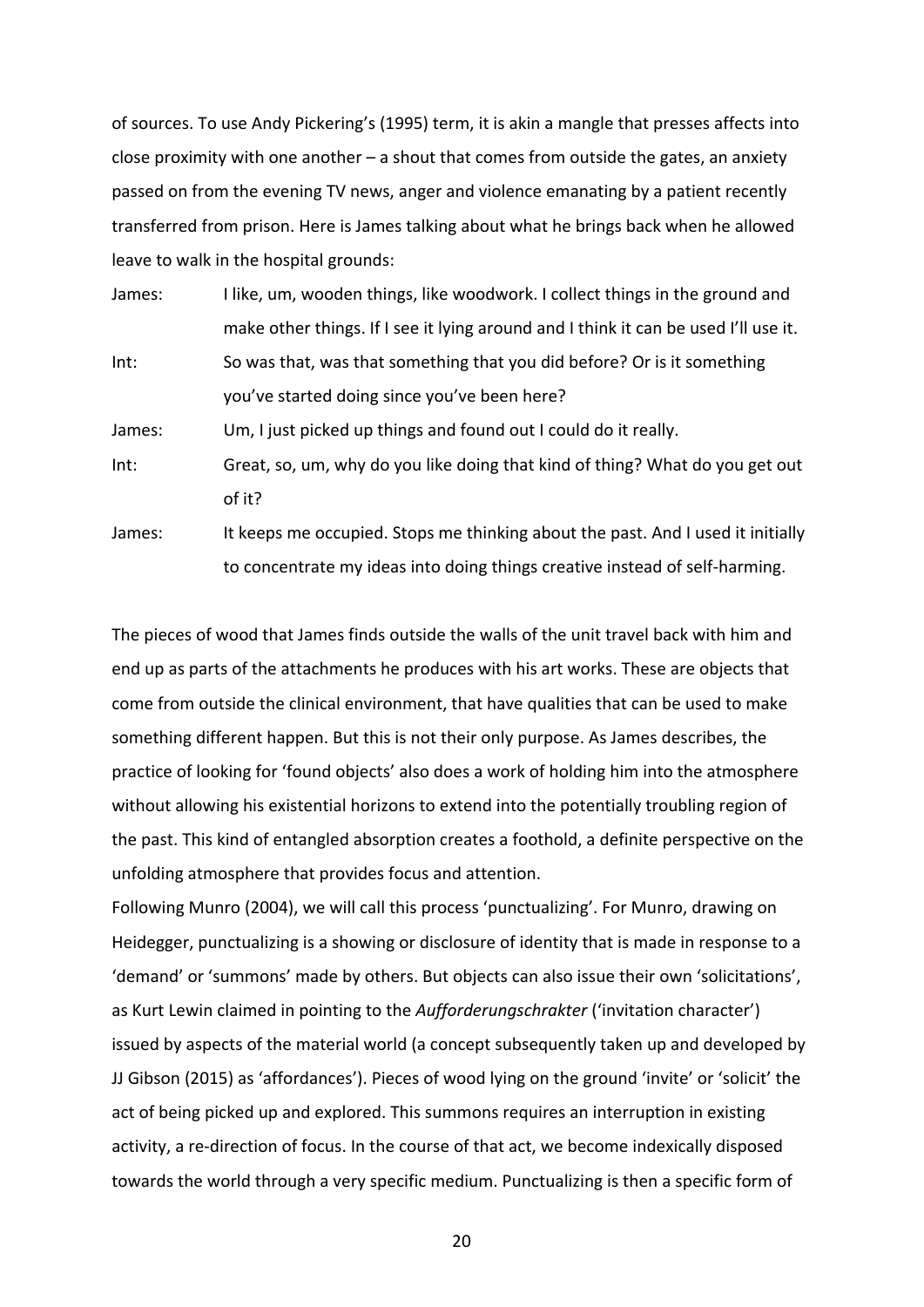of sources. To use Andy Pickering's (1995) term, it is akin a mangle that presses affects into close proximity with one another – a shout that comes from outside the gates, an anxiety passed on from the evening TV news, anger and violence emanating by a patient recently transferred from prison. Here is James talking about what he brings back when he allowed leave to walk in the hospital grounds:

James: I like, um, wooden things, like woodwork. I collect things in the ground and make other things. If I see it lying around and I think it can be used I'll use it.

Int: So was that, was that something that you did before? Or is it something you've started doing since you've been here?

James: Um, I just picked up things and found out I could do it really.

Int: Great, so, um, why do you like doing that kind of thing? What do you get out of it?

James: It keeps me occupied. Stops me thinking about the past. And I used it initially to concentrate my ideas into doing things creative instead of self-harming.

The pieces of wood that James finds outside the walls of the unit travel back with him and end up as parts of the attachments he produces with his art works. These are objects that come from outside the clinical environment, that have qualities that can be used to make something different happen. But this is not their only purpose. As James describes, the practice of looking for 'found objects' also does a work of holding him into the atmosphere without allowing his existential horizons to extend into the potentially troubling region of the past. This kind of entangled absorption creates a foothold, a definite perspective on the unfolding atmosphere that provides focus and attention.

Following Munro (2004), we will call this process 'punctualizing'. For Munro, drawing on Heidegger, punctualizing is a showing or disclosure of identity that is made in response to a 'demand' or 'summons' made by others. But objects can also issue their own 'solicitations', as Kurt Lewin claimed in pointing to the *Aufforderungschrakter* ('invitation character') issued by aspects of the material world (a concept subsequently taken up and developed by JJ Gibson (2015) as 'affordances'). Pieces of wood lying on the ground 'invite' or 'solicit' the act of being picked up and explored. This summons requires an interruption in existing activity, a re-direction of focus. In the course of that act, we become indexically disposed towards the world through a very specific medium. Punctualizing is then a specific form of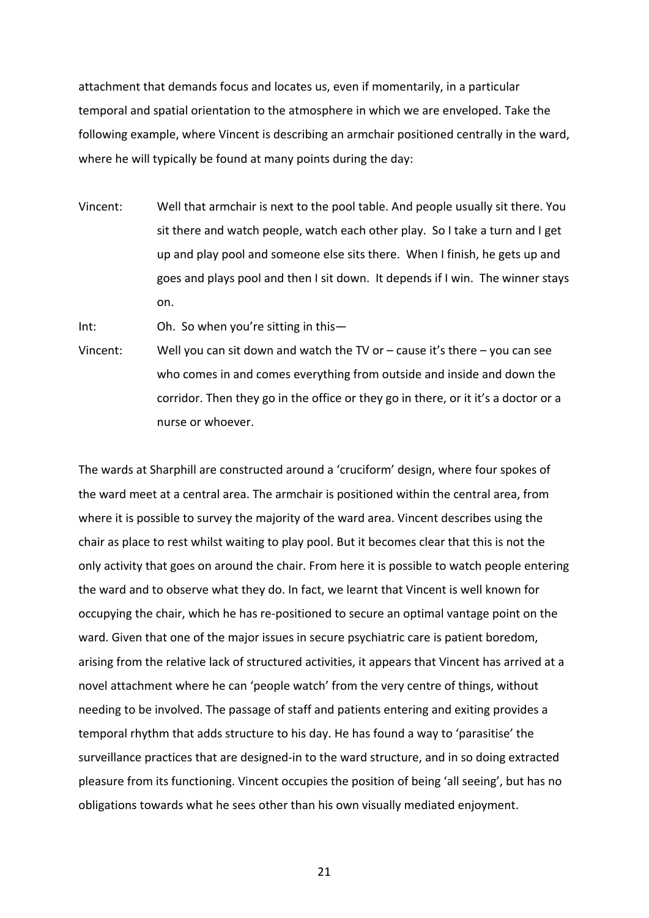attachment that demands focus and locates us, even if momentarily, in a particular temporal and spatial orientation to the atmosphere in which we are enveloped. Take the following example, where Vincent is describing an armchair positioned centrally in the ward, where he will typically be found at many points during the day:

Vincent: Well that armchair is next to the pool table. And people usually sit there. You sit there and watch people, watch each other play. So I take a turn and I get up and play pool and someone else sits there. When I finish, he gets up and goes and plays pool and then I sit down. It depends if I win. The winner stays on.

Int: Oh. So when you're sitting in this—

Vincent: Well you can sit down and watch the TV or – cause it's there – you can see who comes in and comes everything from outside and inside and down the corridor. Then they go in the office or they go in there, or it it's a doctor or a nurse or whoever.

The wards at Sharphill are constructed around a 'cruciform' design, where four spokes of the ward meet at a central area. The armchair is positioned within the central area, from where it is possible to survey the majority of the ward area. Vincent describes using the chair as place to rest whilst waiting to play pool. But it becomes clear that this is not the only activity that goes on around the chair. From here it is possible to watch people entering the ward and to observe what they do. In fact, we learnt that Vincent is well known for occupying the chair, which he has re-positioned to secure an optimal vantage point on the ward. Given that one of the major issues in secure psychiatric care is patient boredom, arising from the relative lack of structured activities, it appears that Vincent has arrived at a novel attachment where he can 'people watch' from the very centre of things, without needing to be involved. The passage of staff and patients entering and exiting provides a temporal rhythm that adds structure to his day. He has found a way to 'parasitise' the surveillance practices that are designed-in to the ward structure, and in so doing extracted pleasure from its functioning. Vincent occupies the position of being 'all seeing', but has no obligations towards what he sees other than his own visually mediated enjoyment.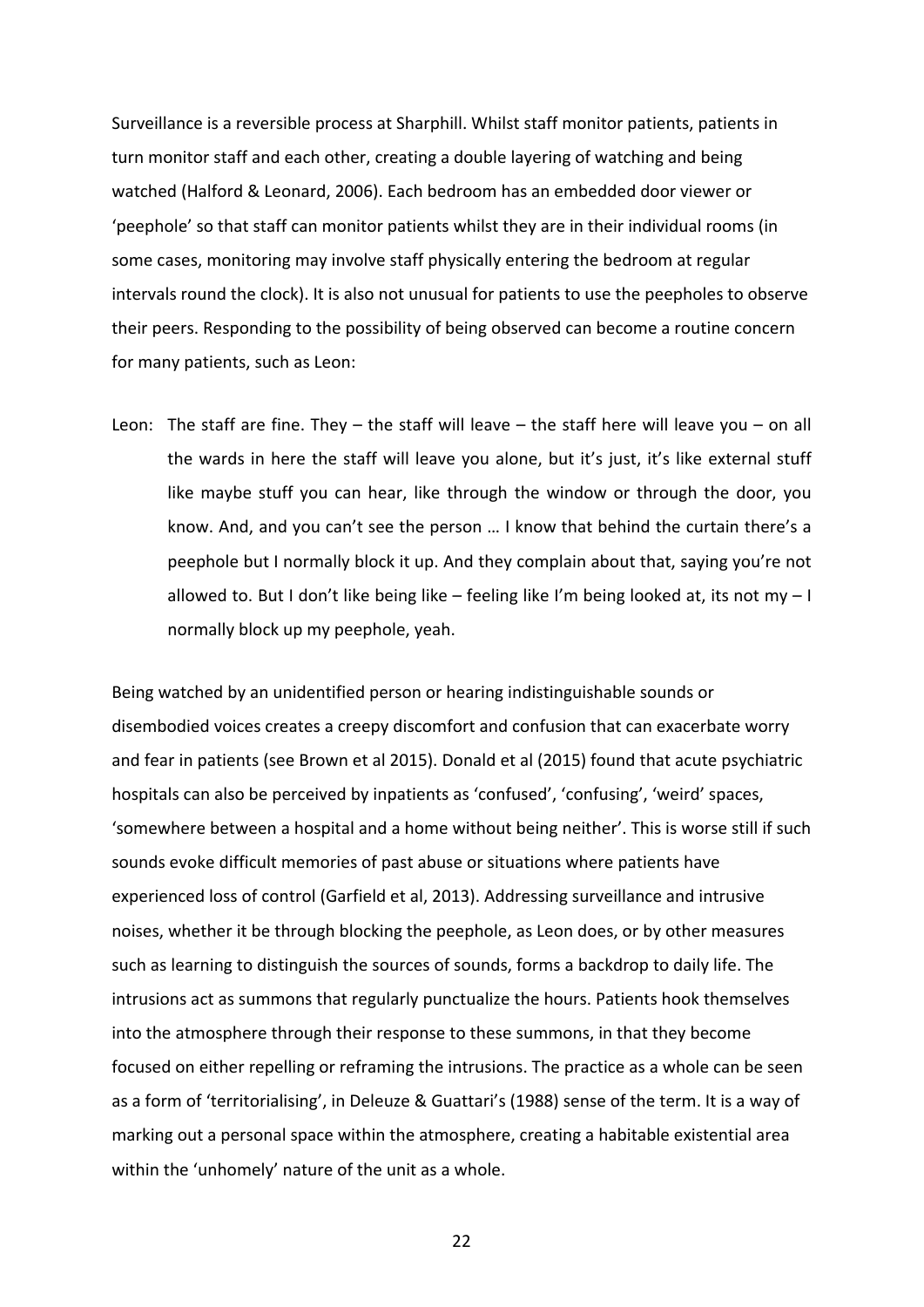Surveillance is a reversible process at Sharphill. Whilst staff monitor patients, patients in turn monitor staff and each other, creating a double layering of watching and being watched (Halford & Leonard, 2006). Each bedroom has an embedded door viewer or 'peephole' so that staff can monitor patients whilst they are in their individual rooms (in some cases, monitoring may involve staff physically entering the bedroom at regular intervals round the clock). It is also not unusual for patients to use the peepholes to observe their peers. Responding to the possibility of being observed can become a routine concern for many patients, such as Leon:

> Leon: The staff are fine. They – the staff will leave – the staff here will leave you – on all the wards in here the staff will leave you alone, but it's just, it's like external stuff like maybe stuff you can hear, like through the window or through the door, you know. And, and you can't see the person … I know that behind the curtain there's a peephole but I normally block it up. And they complain about that, saying you're not allowed to. But I don't like being like – feeling like I'm being looked at, its not my – I normally block up my peephole, yeah.

Being watched by an unidentified person or hearing indistinguishable sounds or disembodied voices creates a creepy discomfort and confusion that can exacerbate worry and fear in patients (see Brown et al 2015). Donald et al (2015) found that acute psychiatric hospitals can also be perceived by inpatients as 'confused', 'confusing', 'weird' spaces, 'somewhere between a hospital and a home without being neither'. This is worse still if such sounds evoke difficult memories of past abuse or situations where patients have experienced loss of control (Garfield et al, 2013). Addressing surveillance and intrusive noises, whether it be through blocking the peephole, as Leon does, or by other measures such as learning to distinguish the sources of sounds, forms a backdrop to daily life. The intrusions act as summons that regularly punctualize the hours. Patients hook themselves into the atmosphere through their response to these summons, in that they become focused on either repelling or reframing the intrusions. The practice as a whole can be seen as a form of 'territorialising', in Deleuze & Guattari's (1988) sense of the term. It is a way of marking out a personal space within the atmosphere, creating a habitable existential area within the 'unhomely' nature of the unit as a whole.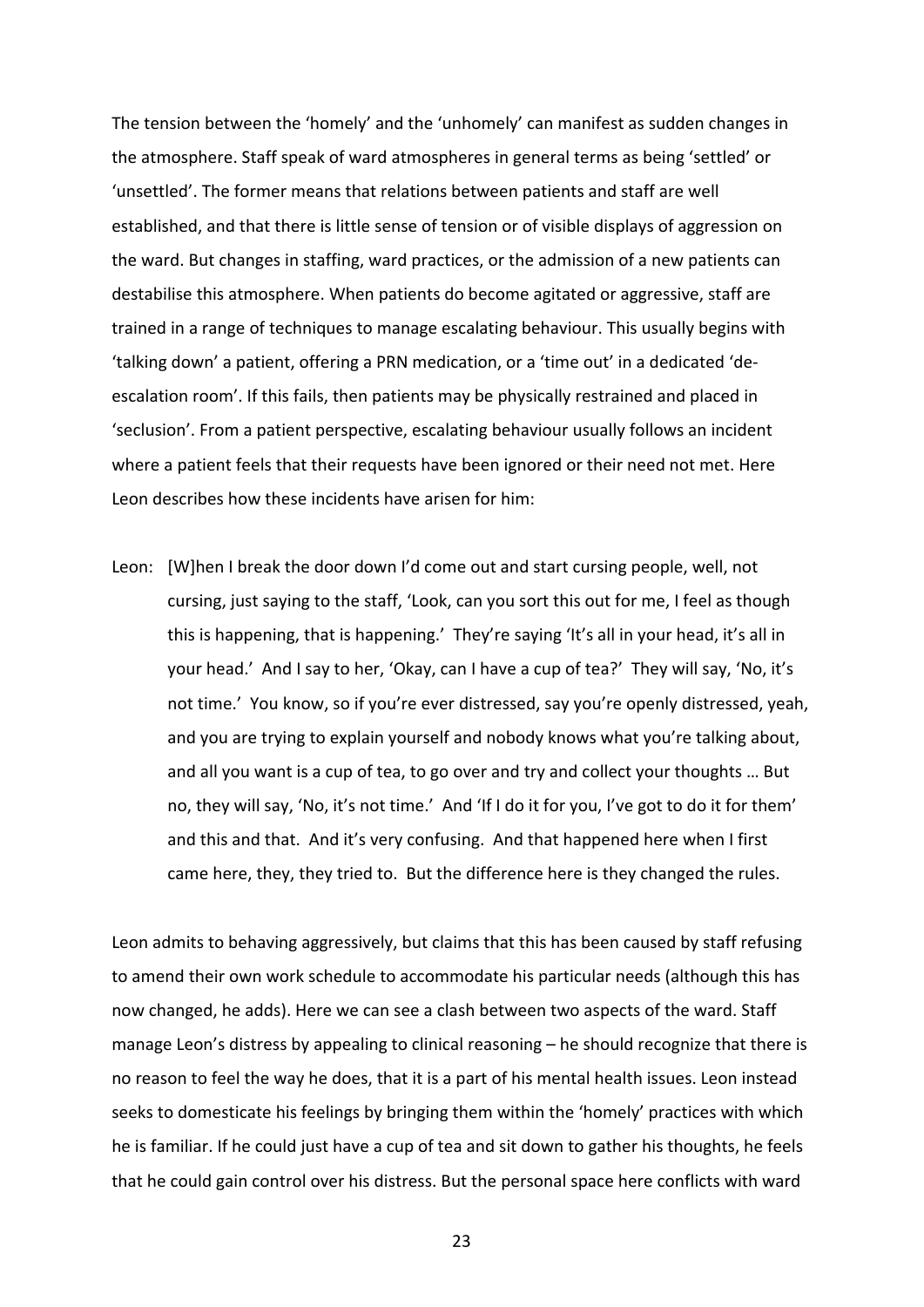The tension between the 'homely' and the 'unhomely' can manifest as sudden changes in the atmosphere. Staff speak of ward atmospheres in general terms as being 'settled' or 'unsettled'. The former means that relations between patients and staff are well established, and that there is little sense of tension or of visible displays of aggression on the ward. But changes in staffing, ward practices, or the admission of a new patients can destabilise this atmosphere. When patients do become agitated or aggressive, staff are trained in a range of techniques to manage escalating behaviour. This usually begins with 'talking down' a patient, offering a PRN medication, or a 'time out' in a dedicated 'de-escalation room'. If this fails, then patients may be physically restrained and placed in 'seclusion'. From a patient perspective, escalating behaviour usually follows an incident where a patient feels that their requests have been ignored or their need not met. Here Leon describes how these incidents have arisen for him:

> Leon: [W]hen I break the door down I'd come out and start cursing people, well, not cursing, just saying to the staff, 'Look, can you sort this out for me, I feel as though this is happening, that is happening.' They're saying 'It's all in your head, it's all in your head.' And I say to her, 'Okay, can I have a cup of tea?' They will say, 'No, it's not time.' You know, so if you're ever distressed, say you're openly distressed, yeah, and you are trying to explain yourself and nobody knows what you're talking about, and all you want is a cup of tea, to go over and try and collect your thoughts … But no, they will say, 'No, it's not time.' And 'If I do it for you, I've got to do it for them' and this and that. And it's very confusing. And that happened here when I first came here, they, they tried to. But the difference here is they changed the rules.

Leon admits to behaving aggressively, but claims that this has been caused by staff refusing to amend their own work schedule to accommodate his particular needs (although this has now changed, he adds). Here we can see a clash between two aspects of the ward. Staff manage Leon's distress by appealing to clinical reasoning – he should recognize that there is no reason to feel the way he does, that it is a part of his mental health issues. Leon instead seeks to domesticate his feelings by bringing them within the 'homely' practices with which he is familiar. If he could just have a cup of tea and sit down to gather his thoughts, he feels that he could gain control over his distress. But the personal space here conflicts with ward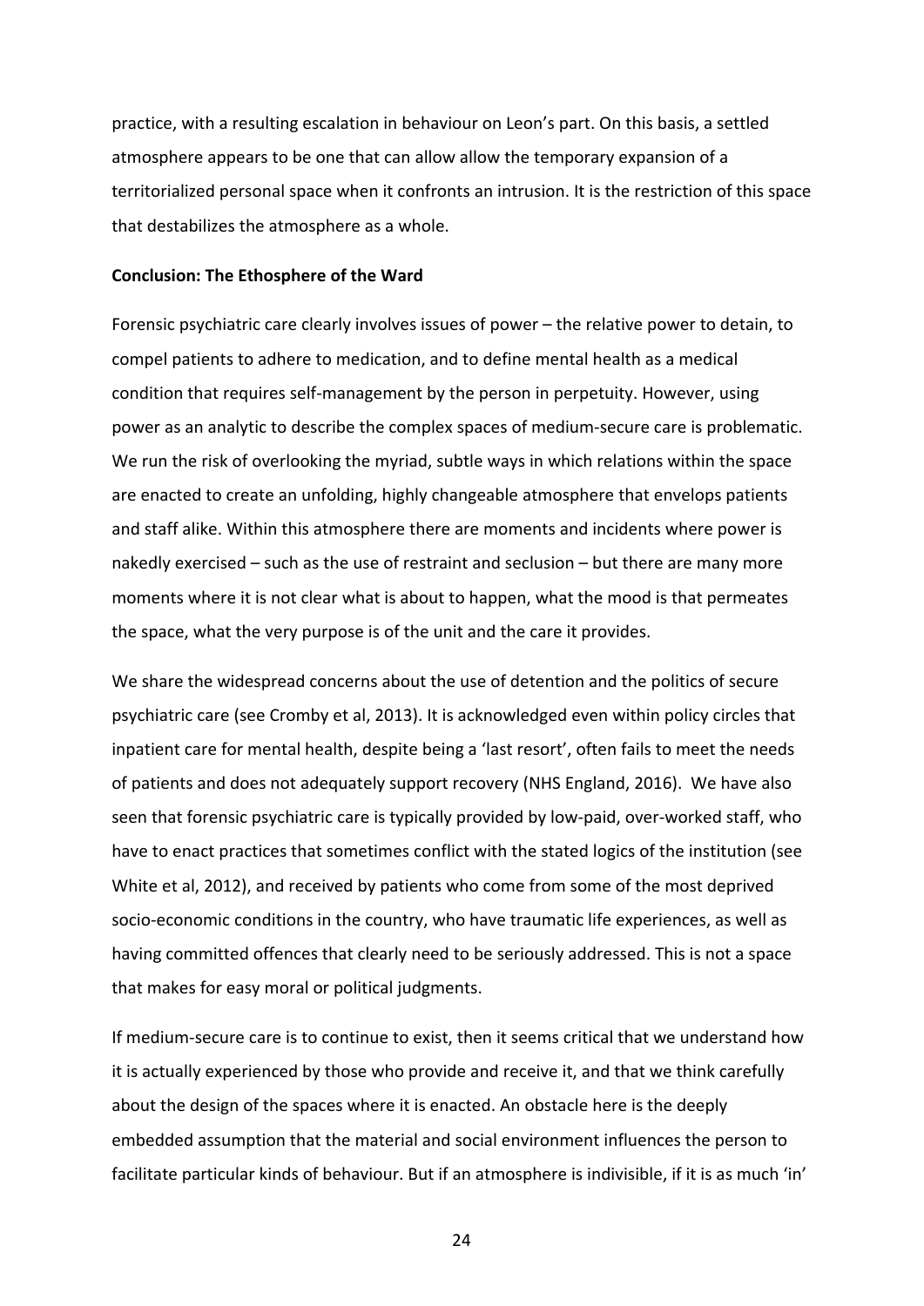practice, with a resulting escalation in behaviour on Leon's part. On this basis, a settled atmosphere appears to be one that can allow allow the temporary expansion of a territorialized personal space when it confronts an intrusion. It is the restriction of this space that destabilizes the atmosphere as a whole.

**Conclusion: The Ethosphere of the Ward**

Forensic psychiatric care clearly involves issues of power – the relative power to detain, to compel patients to adhere to medication, and to define mental health as a medical condition that requires self-management by the person in perpetuity. However, using power as an analytic to describe the complex spaces of medium-secure care is problematic. We run the risk of overlooking the myriad, subtle ways in which relations within the space are enacted to create an unfolding, highly changeable atmosphere that envelops patients and staff alike. Within this atmosphere there are moments and incidents where power is nakedly exercised – such as the use of restraint and seclusion – but there are many more moments where it is not clear what is about to happen, what the mood is that permeates the space, what the very purpose is of the unit and the care it provides.

We share the widespread concerns about the use of detention and the politics of secure psychiatric care (see Cromby et al, 2013). It is acknowledged even within policy circles that inpatient care for mental health, despite being a 'last resort', often fails to meet the needs of patients and does not adequately support recovery (NHS England, 2016). We have also seen that forensic psychiatric care is typically provided by low-paid, over-worked staff, who have to enact practices that sometimes conflict with the stated logics of the institution (see White et al, 2012), and received by patients who come from some of the most deprived socio-economic conditions in the country, who have traumatic life experiences, as well as having committed offences that clearly need to be seriously addressed. This is not a space that makes for easy moral or political judgments.

If medium-secure care is to continue to exist, then it seems critical that we understand how it is actually experienced by those who provide and receive it, and that we think carefully about the design of the spaces where it is enacted. An obstacle here is the deeply embedded assumption that the material and social environment influences the person to facilitate particular kinds of behaviour. But if an atmosphere is indivisible, if it is as much 'in'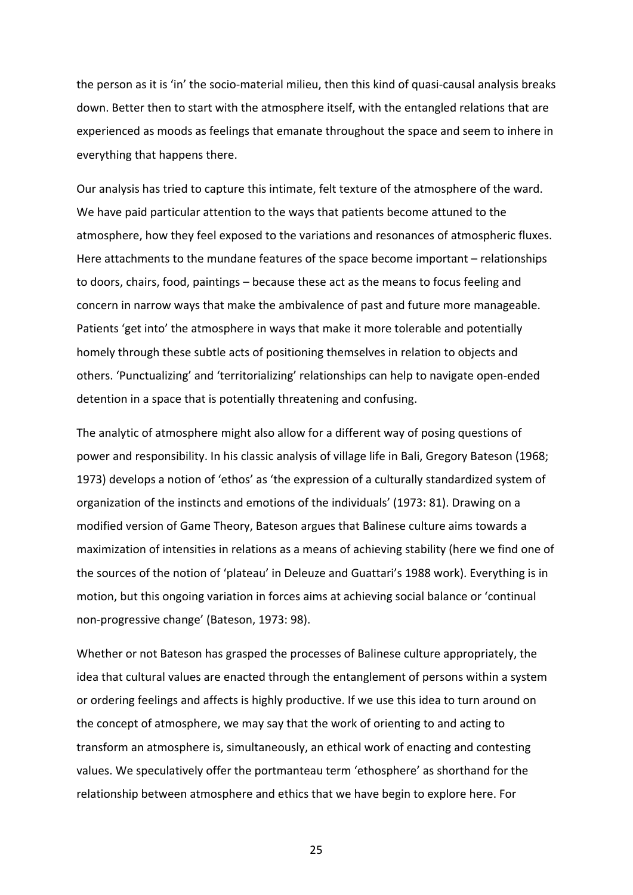the person as it is 'in' the socio-material milieu, then this kind of quasi-causal analysis breaks down. Better then to start with the atmosphere itself, with the entangled relations that are experienced as moods as feelings that emanate throughout the space and seem to inhere in everything that happens there.

Our analysis has tried to capture this intimate, felt texture of the atmosphere of the ward. We have paid particular attention to the ways that patients become attuned to the atmosphere, how they feel exposed to the variations and resonances of atmospheric fluxes. Here attachments to the mundane features of the space become important – relationships to doors, chairs, food, paintings – because these act as the means to focus feeling and concern in narrow ways that make the ambivalence of past and future more manageable. Patients 'get into' the atmosphere in ways that make it more tolerable and potentially homely through these subtle acts of positioning themselves in relation to objects and others. 'Punctualizing' and 'territorializing' relationships can help to navigate open-ended detention in a space that is potentially threatening and confusing.

The analytic of atmosphere might also allow for a different way of posing questions of power and responsibility. In his classic analysis of village life in Bali, Gregory Bateson (1968; 1973) develops a notion of 'ethos' as 'the expression of a culturally standardized system of organization of the instincts and emotions of the individuals' (1973: 81). Drawing on a modified version of Game Theory, Bateson argues that Balinese culture aims towards a maximization of intensities in relations as a means of achieving stability (here we find one of the sources of the notion of 'plateau' in Deleuze and Guattari's 1988 work). Everything is in motion, but this ongoing variation in forces aims at achieving social balance or 'continual non-progressive change' (Bateson, 1973: 98).

Whether or not Bateson has grasped the processes of Balinese culture appropriately, the idea that cultural values are enacted through the entanglement of persons within a system or ordering feelings and affects is highly productive. If we use this idea to turn around on the concept of atmosphere, we may say that the work of orienting to and acting to transform an atmosphere is, simultaneously, an ethical work of enacting and contesting values. We speculatively offer the portmanteau term 'ethosphere' as shorthand for the relationship between atmosphere and ethics that we have begin to explore here. For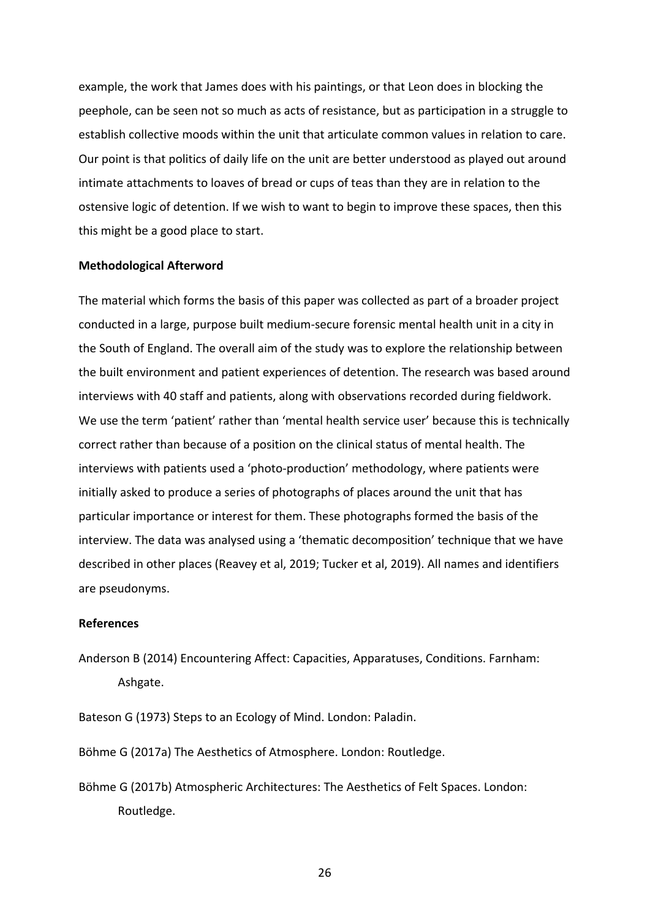example, the work that James does with his paintings, or that Leon does in blocking the peephole, can be seen not so much as acts of resistance, but as participation in a struggle to establish collective moods within the unit that articulate common values in relation to care. Our point is that politics of daily life on the unit are better understood as played out around intimate attachments to loaves of bread or cups of teas than they are in relation to the ostensive logic of detention. If we wish to want to begin to improve these spaces, then this this might be a good place to start.

**Methodological Afterword**

The material which forms the basis of this paper was collected as part of a broader project conducted in a large, purpose built medium-secure forensic mental health unit in a city in the South of England. The overall aim of the study was to explore the relationship between the built environment and patient experiences of detention. The research was based around interviews with 40 staff and patients, along with observations recorded during fieldwork. We use the term 'patient' rather than 'mental health service user' because this is technically correct rather than because of a position on the clinical status of mental health. The interviews with patients used a 'photo-production' methodology, where patients were initially asked to produce a series of photographs of places around the unit that has particular importance or interest for them. These photographs formed the basis of the interview. The data was analysed using a 'thematic decomposition' technique that we have described in other places (Reavey et al, 2019; Tucker et al, 2019). All names and identifiers are pseudonyms.

**References**

Anderson B (2014) Encountering Affect: Capacities, Apparatuses, Conditions. Farnham: Ashgate.

Bateson G (1973) Steps to an Ecology of Mind. London: Paladin.

Böhme G (2017a) The Aesthetics of Atmosphere. London: Routledge.

Böhme G (2017b) Atmospheric Architectures: The Aesthetics of Felt Spaces. London: Routledge.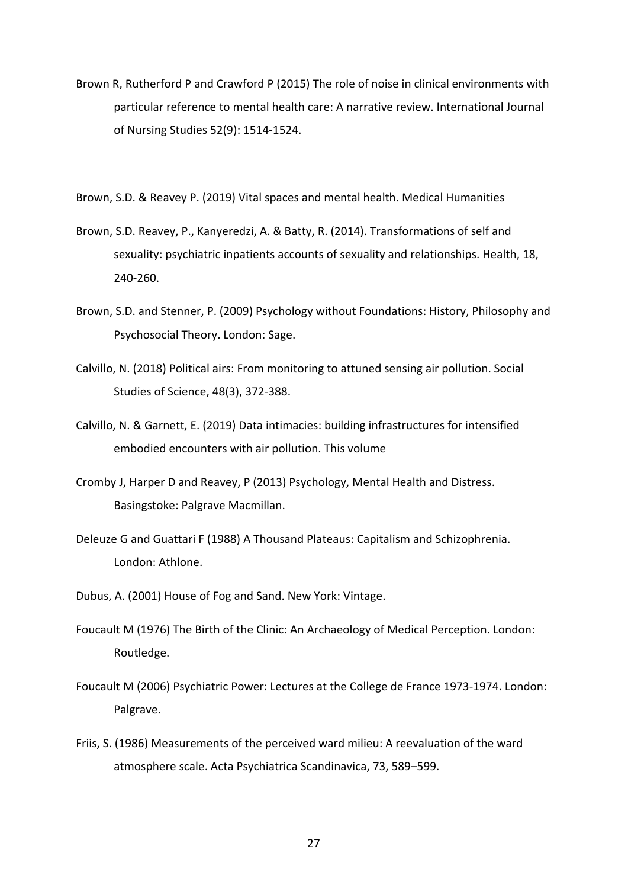Brown R, Rutherford P and Crawford P (2015) The role of noise in clinical environments with particular reference to mental health care: A narrative review. International Journal of Nursing Studies 52(9): 1514-1524.

Brown, S.D. & Reavey P. (2019) Vital spaces and mental health. Medical Humanities

Brown, S.D. Reavey, P., Kanyeredzi, A. & Batty, R. (2014). Transformations of self and sexuality: psychiatric inpatients accounts of sexuality and relationships. Health, 18, 240-260.

Brown, S.D. and Stenner, P. (2009) Psychology without Foundations: History, Philosophy and Psychosocial Theory. London: Sage.

Calvillo, N. (2018) Political airs: From monitoring to attuned sensing air pollution. Social Studies of Science, 48(3), 372-388.

Calvillo, N. & Garnett, E. (2019) Data intimacies: building infrastructures for intensified embodied encounters with air pollution. This volume

Cromby J, Harper D and Reavey, P (2013) Psychology, Mental Health and Distress. Basingstoke: Palgrave Macmillan.

Deleuze G and Guattari F (1988) A Thousand Plateaus: Capitalism and Schizophrenia. London: Athlone.

Dubus, A. (2001) House of Fog and Sand. New York: Vintage.

Foucault M (1976) The Birth of the Clinic: An Archaeology of Medical Perception. London: Routledge.

Foucault M (2006) Psychiatric Power: Lectures at the College de France 1973-1974. London: Palgrave.

Friis, S. (1986) Measurements of the perceived ward milieu: A reevaluation of the ward atmosphere scale. Acta Psychiatrica Scandinavica, 73, 589–599.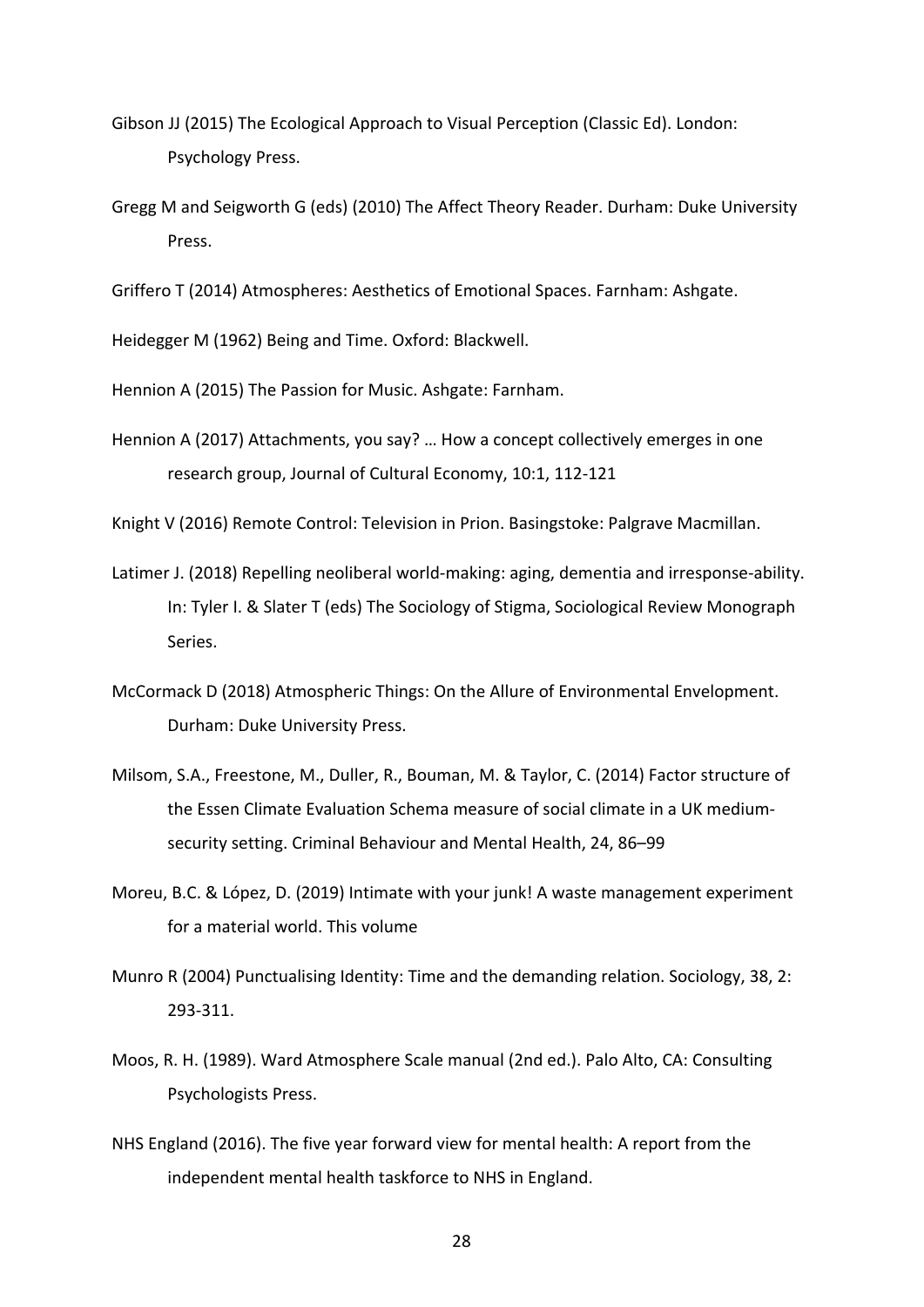Gibson JJ (2015) The Ecological Approach to Visual Perception (Classic Ed). London: Psychology Press.

Gregg M and Seigworth G (eds) (2010) The Affect Theory Reader. Durham: Duke University Press.

Griffero T (2014) Atmospheres: Aesthetics of Emotional Spaces. Farnham: Ashgate.

Heidegger M (1962) Being and Time. Oxford: Blackwell.

Hennion A (2015) The Passion for Music. Ashgate: Farnham.

Hennion A (2017) Attachments, you say? … How a concept collectively emerges in one research group, Journal of Cultural Economy, 10:1, 112-121

Knight V (2016) Remote Control: Television in Prion. Basingstoke: Palgrave Macmillan.

Latimer J. (2018) Repelling neoliberal world-making: aging, dementia and irresponse-ability. In: Tyler I. & Slater T (eds) The Sociology of Stigma, Sociological Review Monograph Series.

McCormack D (2018) Atmospheric Things: On the Allure of Environmental Envelopment. Durham: Duke University Press.

Milsom, S.A., Freestone, M., Duller, R., Bouman, M. & Taylor, C. (2014) Factor structure of the Essen Climate Evaluation Schema measure of social climate in a UK medium-security setting. Criminal Behaviour and Mental Health, 24, 86–99

Moreu, B.C. & López, D. (2019) Intimate with your junk! A waste management experiment for a material world. This volume

Munro R (2004) Punctualising Identity: Time and the demanding relation. Sociology, 38, 2: 293-311.

Moos, R. H. (1989). Ward Atmosphere Scale manual (2nd ed.). Palo Alto, CA: Consulting Psychologists Press.

NHS England (2016). The five year forward view for mental health: A report from the independent mental health taskforce to NHS in England.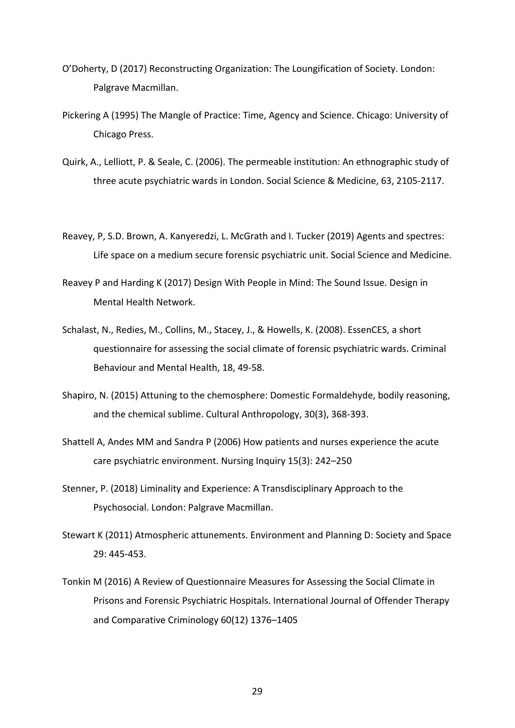O'Doherty, D (2017) Reconstructing Organization: The Loungification of Society. London: Palgrave Macmillan.

Pickering A (1995) The Mangle of Practice: Time, Agency and Science. Chicago: University of Chicago Press.

Quirk, A., Lelliott, P. & Seale, C. (2006). The permeable institution: An ethnographic study of three acute psychiatric wards in London. Social Science & Medicine, 63, 2105-2117.

Reavey, P, S.D. Brown, A. Kanyeredzi, L. McGrath and I. Tucker (2019) Agents and spectres: Life space on a medium secure forensic psychiatric unit. Social Science and Medicine.

Reavey P and Harding K (2017) Design With People in Mind: The Sound Issue. Design in Mental Health Network.

Schalast, N., Redies, M., Collins, M., Stacey, J., & Howells, K. (2008). EssenCES, a short questionnaire for assessing the social climate of forensic psychiatric wards. Criminal Behaviour and Mental Health, 18, 49-58.

Shapiro, N. (2015) Attuning to the chemosphere: Domestic Formaldehyde, bodily reasoning, and the chemical sublime. Cultural Anthropology, 30(3), 368-393.

Shattell A, Andes MM and Sandra P (2006) How patients and nurses experience the acute care psychiatric environment. Nursing Inquiry 15(3): 242–250

Stenner, P. (2018) Liminality and Experience: A Transdisciplinary Approach to the Psychosocial. London: Palgrave Macmillan.

Stewart K (2011) Atmospheric attunements. Environment and Planning D: Society and Space 29: 445-453.

Tonkin M (2016) A Review of Questionnaire Measures for Assessing the Social Climate in Prisons and Forensic Psychiatric Hospitals. International Journal of Offender Therapy and Comparative Criminology 60(12) 1376–1405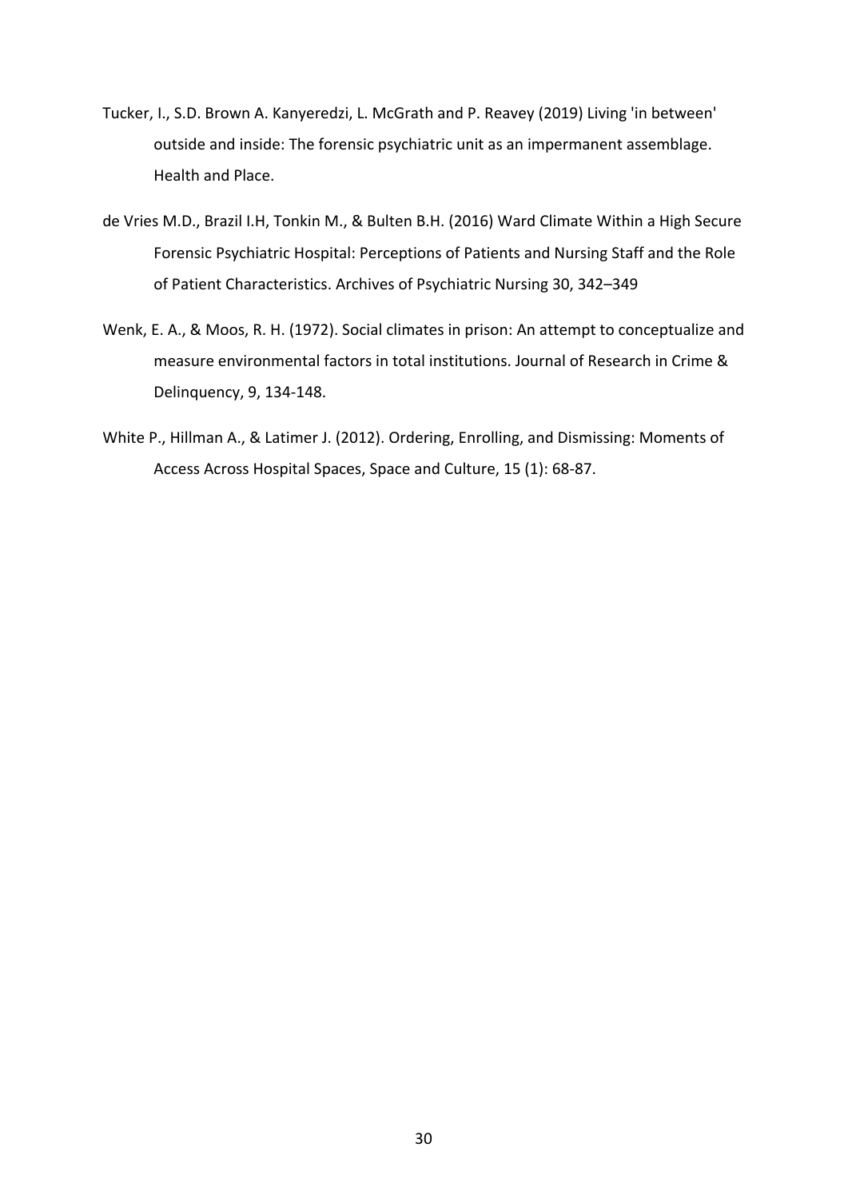Tucker, I., S.D. Brown A. Kanyeredzi, L. McGrath and P. Reavey (2019) Living 'in between' outside and inside: The forensic psychiatric unit as an impermanent assemblage. Health and Place.

de Vries M.D., Brazil I.H, Tonkin M., & Bulten B.H. (2016) Ward Climate Within a High Secure Forensic Psychiatric Hospital: Perceptions of Patients and Nursing Staff and the Role of Patient Characteristics. Archives of Psychiatric Nursing 30, 342–349

Wenk, E. A., & Moos, R. H. (1972). Social climates in prison: An attempt to conceptualize and measure environmental factors in total institutions. Journal of Research in Crime & Delinquency, 9, 134-148.

White P., Hillman A., & Latimer J. (2012). Ordering, Enrolling, and Dismissing: Moments of Access Across Hospital Spaces, Space and Culture, 15 (1): 68-87.